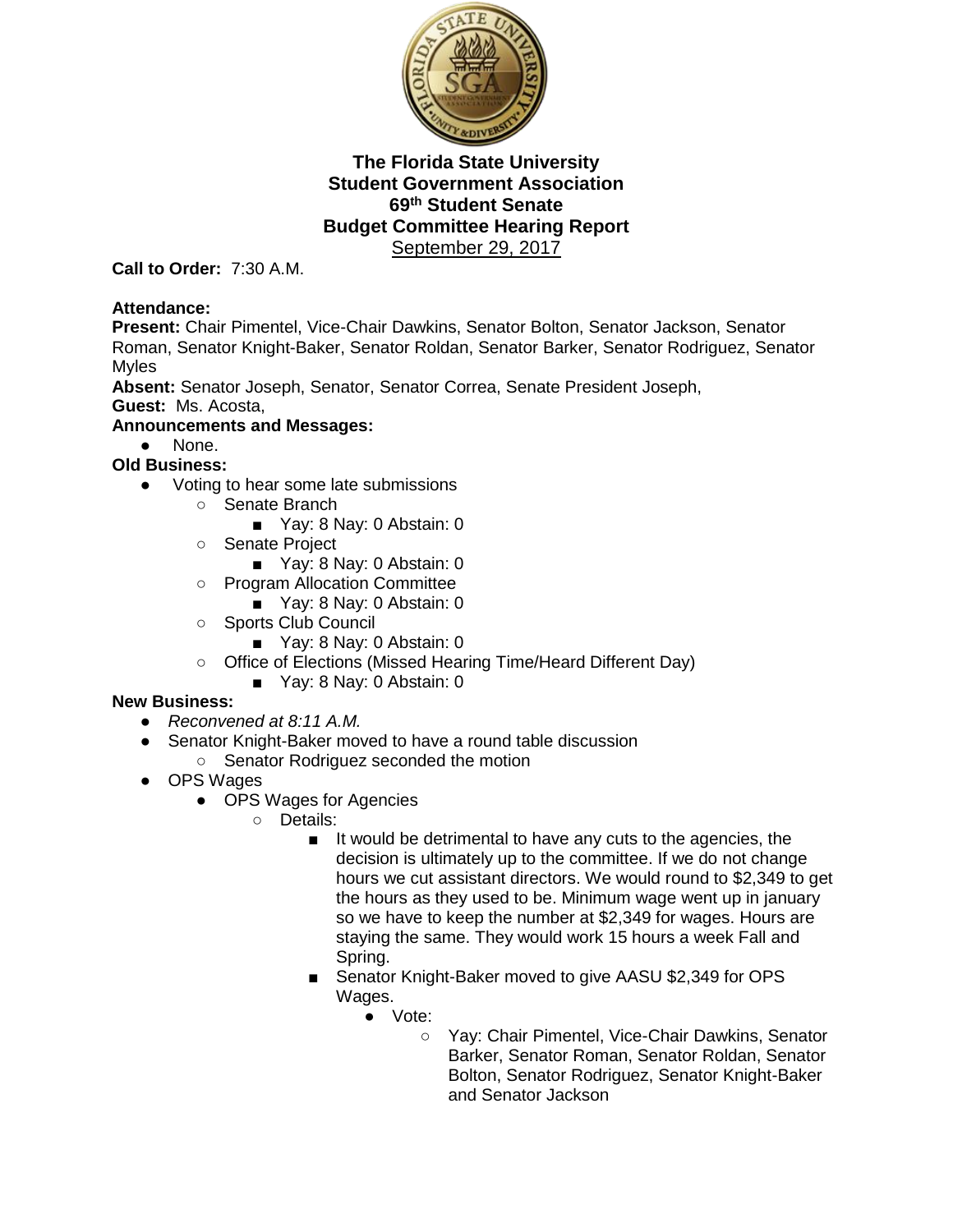# The Florida State University
## Student Government Association
## 69th Student Senate
## Budget Committee Hearing Report
September 29, 2017

**Call to Order:** 7:30 A.M.

**Attendance:**
**Present:** Chair Pimentel, Vice-Chair Dawkins, Senator Bolton, Senator Jackson, Senator Roman, Senator Knight-Baker, Senator Roldan, Senator Barker, Senator Rodriguez, Senator Myles
**Absent:** Senator Joseph, Senator, Senator Correa, Senate President Joseph,
**Guest:** Ms. Acosta,
**Announcements and Messages:**

- None.

**Old Business:**

- Voting to hear some late submissions
  - Senate Branch
    - Yay: 8 Nay: 0 Abstain: 0
  - Senate Project
    - Yay: 8 Nay: 0 Abstain: 0
  - Program Allocation Committee
    - Yay: 8 Nay: 0 Abstain: 0
  - Sports Club Council
    - Yay: 8 Nay: 0 Abstain: 0
  - Office of Elections (Missed Hearing Time/Heard Different Day)
    - Yay: 8 Nay: 0 Abstain: 0

**New Business:**

- *Reconvened at 8:11 A.M.*
- Senator Knight-Baker moved to have a round table discussion
  - Senator Rodriguez seconded the motion
- OPS Wages
  - OPS Wages for Agencies
    - Details:
      - It would be detrimental to have any cuts to the agencies, the decision is ultimately up to the committee. If we do not change hours we cut assistant directors. We would round to $2,349 to get the hours as they used to be. Minimum wage went up in january so we have to keep the number at $2,349 for wages. Hours are staying the same. They would work 15 hours a week Fall and Spring.
      - Senator Knight-Baker moved to give AASU $2,349 for OPS Wages.
        - Vote:
          - Yay: Chair Pimentel, Vice-Chair Dawkins, Senator Barker, Senator Roman, Senator Roldan, Senator Bolton, Senator Rodriguez, Senator Knight-Baker and Senator Jackson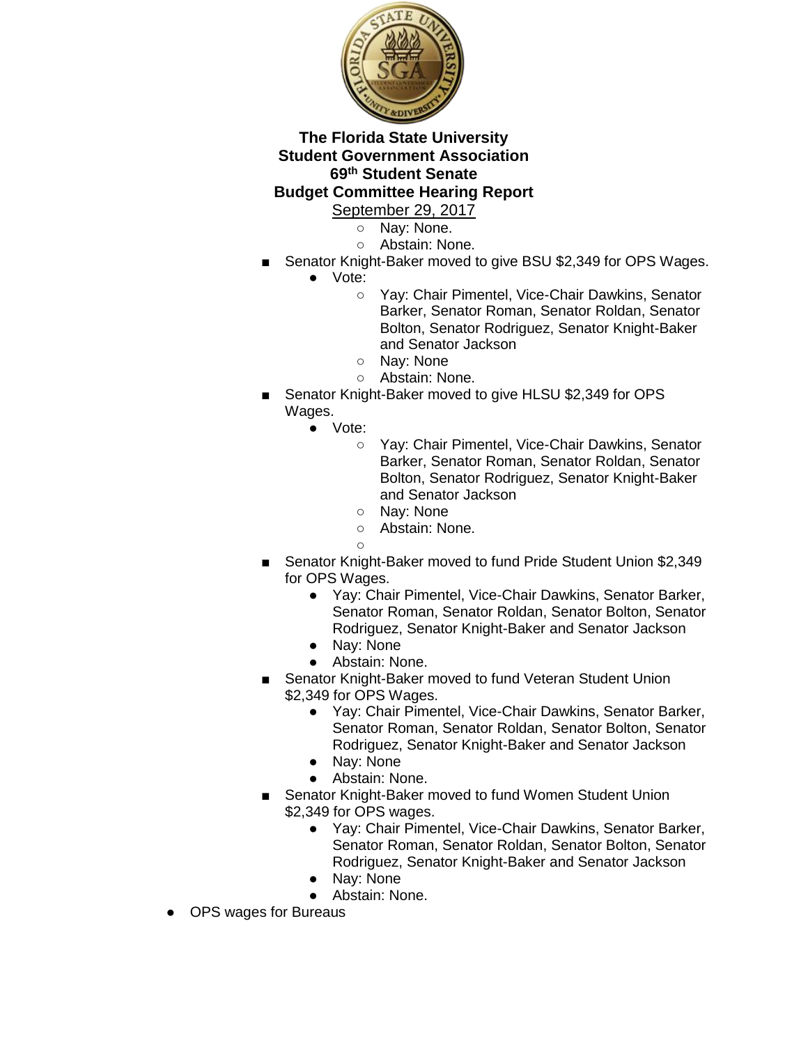- Nay: None.
- Abstain: None.

- Senator Knight-Baker moved to give BSU $2,349 for OPS Wages.
  - Vote:
    - Yay: Chair Pimentel, Vice-Chair Dawkins, Senator Barker, Senator Roman, Senator Roldan, Senator Bolton, Senator Rodriguez, Senator Knight-Baker and Senator Jackson
    - Nay: None
    - Abstain: None.
- Senator Knight-Baker moved to give HLSU $2,349 for OPS Wages.
  - Vote:
    - Yay: Chair Pimentel, Vice-Chair Dawkins, Senator Barker, Senator Roman, Senator Roldan, Senator Bolton, Senator Rodriguez, Senator Knight-Baker and Senator Jackson
    - Nay: None
    - Abstain: None.
- Senator Knight-Baker moved to fund Pride Student Union $2,349 for OPS Wages.
  - Yay: Chair Pimentel, Vice-Chair Dawkins, Senator Barker, Senator Roman, Senator Roldan, Senator Bolton, Senator Rodriguez, Senator Knight-Baker and Senator Jackson
  - Nay: None
  - Abstain: None.
- Senator Knight-Baker moved to fund Veteran Student Union $2,349 for OPS Wages.
  - Yay: Chair Pimentel, Vice-Chair Dawkins, Senator Barker, Senator Roman, Senator Roldan, Senator Bolton, Senator Rodriguez, Senator Knight-Baker and Senator Jackson
  - Nay: None
  - Abstain: None.
- Senator Knight-Baker moved to fund Women Student Union $2,349 for OPS wages.
  - Yay: Chair Pimentel, Vice-Chair Dawkins, Senator Barker, Senator Roman, Senator Roldan, Senator Bolton, Senator Rodriguez, Senator Knight-Baker and Senator Jackson
  - Nay: None
  - Abstain: None.

- OPS wages for Bureaus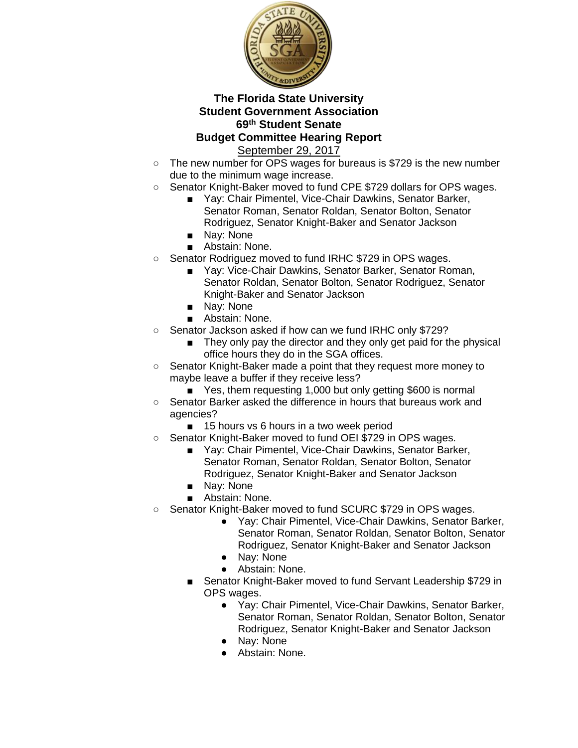**The Florida State University**
**Student Government Association**
**69th Student Senate**
**Budget Committee Hearing Report**
September 29, 2017

- The new number for OPS wages for bureaus is $729 is the new number due to the minimum wage increase.
- Senator Knight-Baker moved to fund CPE $729 dollars for OPS wages.
  - Yay: Chair Pimentel, Vice-Chair Dawkins, Senator Barker, Senator Roman, Senator Roldan, Senator Bolton, Senator Rodriguez, Senator Knight-Baker and Senator Jackson
  - Nay: None
  - Abstain: None.
- Senator Rodriguez moved to fund IRHC $729 in OPS wages.
  - Yay: Vice-Chair Dawkins, Senator Barker, Senator Roman, Senator Roldan, Senator Bolton, Senator Rodriguez, Senator Knight-Baker and Senator Jackson
  - Nay: None
  - Abstain: None.
- Senator Jackson asked if how can we fund IRHC only $729?
  - They only pay the director and they only get paid for the physical office hours they do in the SGA offices.
- Senator Knight-Baker made a point that they request more money to maybe leave a buffer if they receive less?
  - Yes, them requesting 1,000 but only getting $600 is normal
- Senator Barker asked the difference in hours that bureaus work and agencies?
  - 15 hours vs 6 hours in a two week period
- Senator Knight-Baker moved to fund OEI $729 in OPS wages.
  - Yay: Chair Pimentel, Vice-Chair Dawkins, Senator Barker, Senator Roman, Senator Roldan, Senator Bolton, Senator Rodriguez, Senator Knight-Baker and Senator Jackson
  - Nay: None
  - Abstain: None.
- Senator Knight-Baker moved to fund SCURC $729 in OPS wages.
    - Yay: Chair Pimentel, Vice-Chair Dawkins, Senator Barker, Senator Roman, Senator Roldan, Senator Bolton, Senator Rodriguez, Senator Knight-Baker and Senator Jackson
    - Nay: None
    - Abstain: None.
  - Senator Knight-Baker moved to fund Servant Leadership $729 in OPS wages.
    - Yay: Chair Pimentel, Vice-Chair Dawkins, Senator Barker, Senator Roman, Senator Roldan, Senator Bolton, Senator Rodriguez, Senator Knight-Baker and Senator Jackson
    - Nay: None
    - Abstain: None.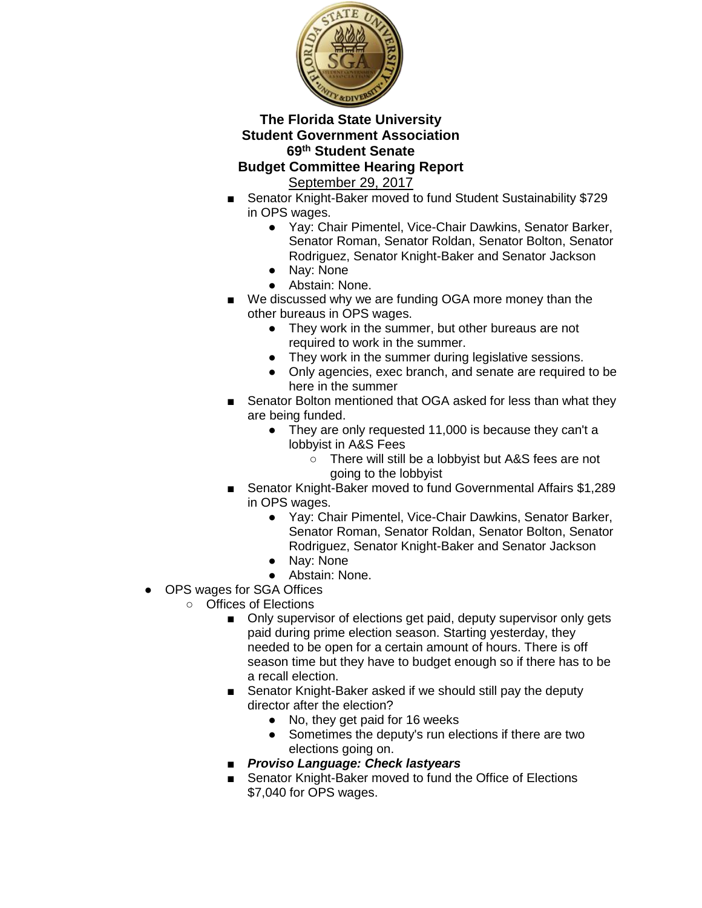**The Florida State University**
**Student Government Association**
**69th Student Senate**
**Budget Committee Hearing Report**
September 29, 2017

- Senator Knight-Baker moved to fund Student Sustainability $729 in OPS wages.
  - Yay: Chair Pimentel, Vice-Chair Dawkins, Senator Barker, Senator Roman, Senator Roldan, Senator Bolton, Senator Rodriguez, Senator Knight-Baker and Senator Jackson
  - Nay: None
  - Abstain: None.
- We discussed why we are funding OGA more money than the other bureaus in OPS wages.
  - They work in the summer, but other bureaus are not required to work in the summer.
  - They work in the summer during legislative sessions.
  - Only agencies, exec branch, and senate are required to be here in the summer
- Senator Bolton mentioned that OGA asked for less than what they are being funded.
  - They are only requested 11,000 is because they can't a lobbyist in A&S Fees
    - There will still be a lobbyist but A&S fees are not going to the lobbyist
- Senator Knight-Baker moved to fund Governmental Affairs $1,289 in OPS wages.
  - Yay: Chair Pimentel, Vice-Chair Dawkins, Senator Barker, Senator Roman, Senator Roldan, Senator Bolton, Senator Rodriguez, Senator Knight-Baker and Senator Jackson
  - Nay: None
  - Abstain: None.

- OPS wages for SGA Offices
  - Offices of Elections
    - Only supervisor of elections get paid, deputy supervisor only gets paid during prime election season. Starting yesterday, they needed to be open for a certain amount of hours. There is off season time but they have to budget enough so if there has to be a recall election.
    - Senator Knight-Baker asked if we should still pay the deputy director after the election?
      - No, they get paid for 16 weeks
      - Sometimes the deputy's run elections if there are two elections going on.
    - ***Proviso Language: Check lastyears***
    - Senator Knight-Baker moved to fund the Office of Elections $7,040 for OPS wages.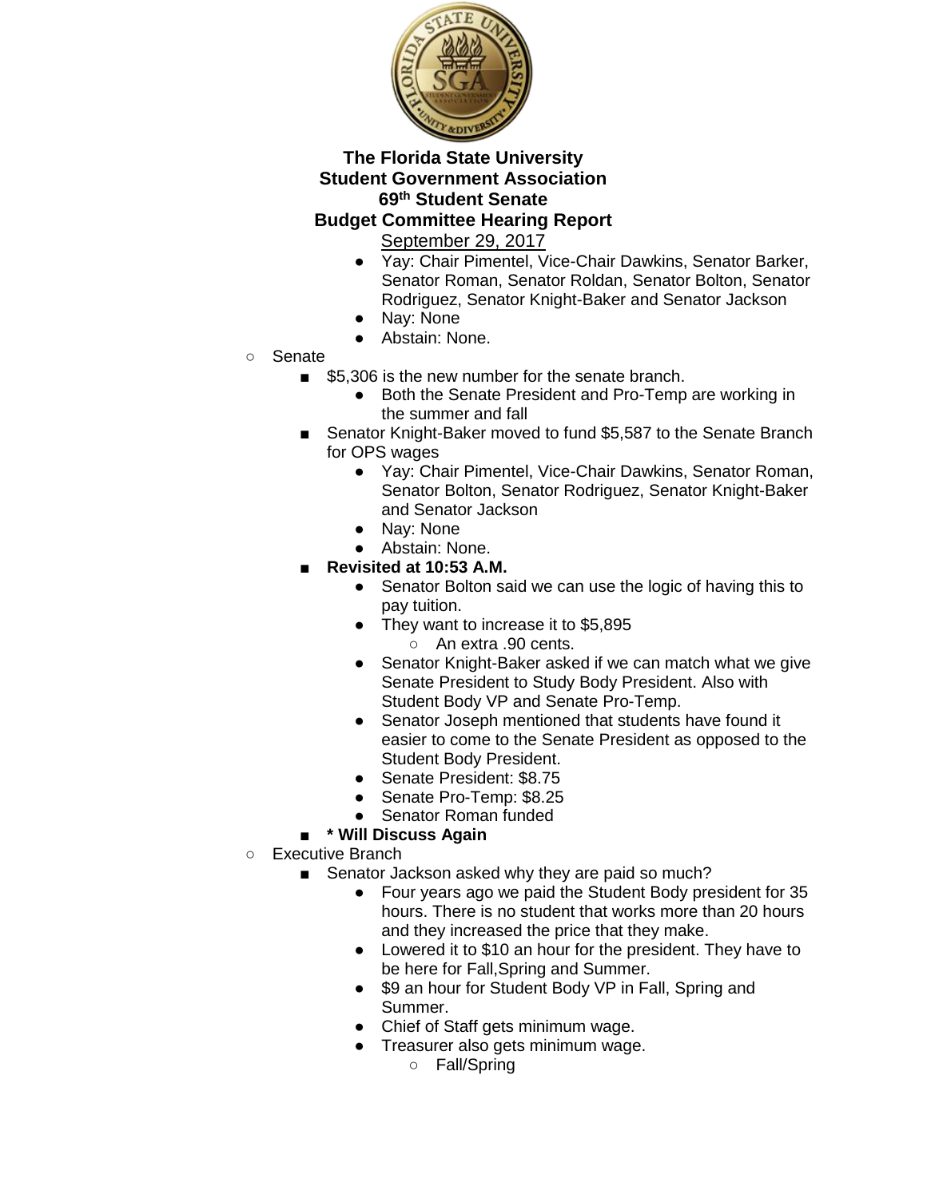**The Florida State University**
**Student Government Association**
**69th Student Senate**
**Budget Committee Hearing Report**
September 29, 2017

- Yay: Chair Pimentel, Vice-Chair Dawkins, Senator Barker, Senator Roman, Senator Roldan, Senator Bolton, Senator Rodriguez, Senator Knight-Baker and Senator Jackson
- Nay: None
- Abstain: None.

- Senate
  - $5,306 is the new number for the senate branch.
    - Both the Senate President and Pro-Temp are working in the summer and fall
  - Senator Knight-Baker moved to fund $5,587 to the Senate Branch for OPS wages
    - Yay: Chair Pimentel, Vice-Chair Dawkins, Senator Roman, Senator Bolton, Senator Rodriguez, Senator Knight-Baker and Senator Jackson
    - Nay: None
    - Abstain: None.
  - **Revisited at 10:53 A.M.**
    - Senator Bolton said we can use the logic of having this to pay tuition.
    - They want to increase it to $5,895
      - An extra .90 cents.
    - Senator Knight-Baker asked if we can match what we give Senate President to Study Body President. Also with Student Body VP and Senate Pro-Temp.
    - Senator Joseph mentioned that students have found it easier to come to the Senate President as opposed to the Student Body President.
    - Senate President: $8.75
    - Senate Pro-Temp: $8.25
    - Senator Roman funded
  - **\* Will Discuss Again**
- Executive Branch
  - Senator Jackson asked why they are paid so much?
    - Four years ago we paid the Student Body president for 35 hours. There is no student that works more than 20 hours and they increased the price that they make.
    - Lowered it to $10 an hour for the president. They have to be here for Fall,Spring and Summer.
    - $9 an hour for Student Body VP in Fall, Spring and Summer.
    - Chief of Staff gets minimum wage.
    - Treasurer also gets minimum wage.
      - Fall/Spring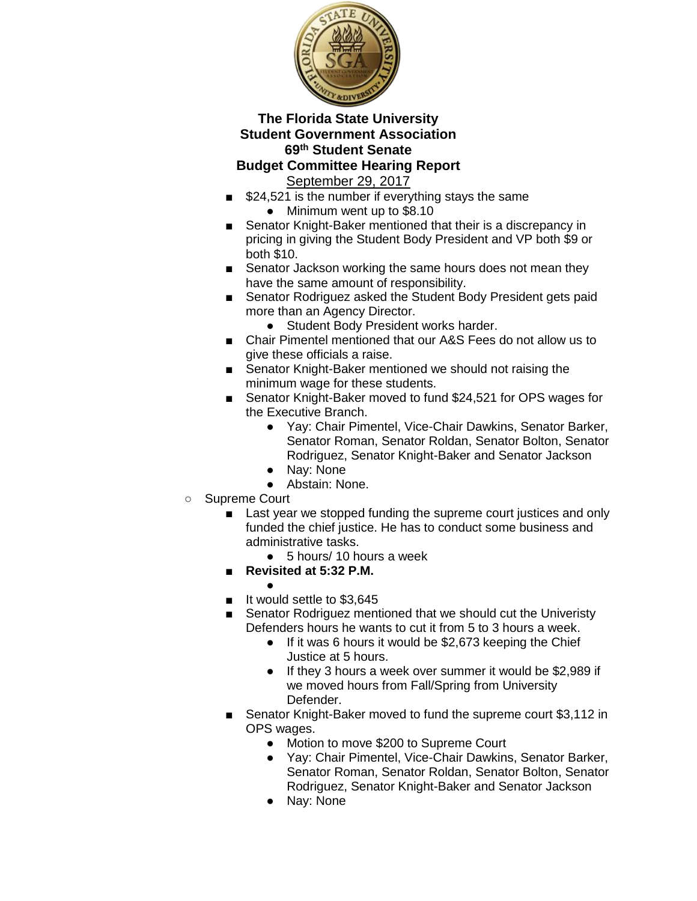**The Florida State University**
**Student Government Association**
**69th Student Senate**
**Budget Committee Hearing Report**
September 29, 2017

- $24,521 is the number if everything stays the same
  - Minimum went up to $8.10
- Senator Knight-Baker mentioned that their is a discrepancy in pricing in giving the Student Body President and VP both $9 or both $10.
- Senator Jackson working the same hours does not mean they have the same amount of responsibility.
- Senator Rodriguez asked the Student Body President gets paid more than an Agency Director.
  - Student Body President works harder.
- Chair Pimentel mentioned that our A&S Fees do not allow us to give these officials a raise.
- Senator Knight-Baker mentioned we should not raising the minimum wage for these students.
- Senator Knight-Baker moved to fund $24,521 for OPS wages for the Executive Branch.
  - Yay: Chair Pimentel, Vice-Chair Dawkins, Senator Barker, Senator Roman, Senator Roldan, Senator Bolton, Senator Rodriguez, Senator Knight-Baker and Senator Jackson
  - Nay: None
  - Abstain: None.

- Supreme Court
  - Last year we stopped funding the supreme court justices and only funded the chief justice. He has to conduct some business and administrative tasks.
    - 5 hours/ 10 hours a week
  - **Revisited at 5:32 P.M.**
    -
  - It would settle to $3,645
  - Senator Rodriguez mentioned that we should cut the Univeristy Defenders hours he wants to cut it from 5 to 3 hours a week.
    - If it was 6 hours it would be $2,673 keeping the Chief Justice at 5 hours.
    - If they 3 hours a week over summer it would be $2,989 if we moved hours from Fall/Spring from University Defender.
  - Senator Knight-Baker moved to fund the supreme court $3,112 in OPS wages.
    - Motion to move $200 to Supreme Court
    - Yay: Chair Pimentel, Vice-Chair Dawkins, Senator Barker, Senator Roman, Senator Roldan, Senator Bolton, Senator Rodriguez, Senator Knight-Baker and Senator Jackson
    - Nay: None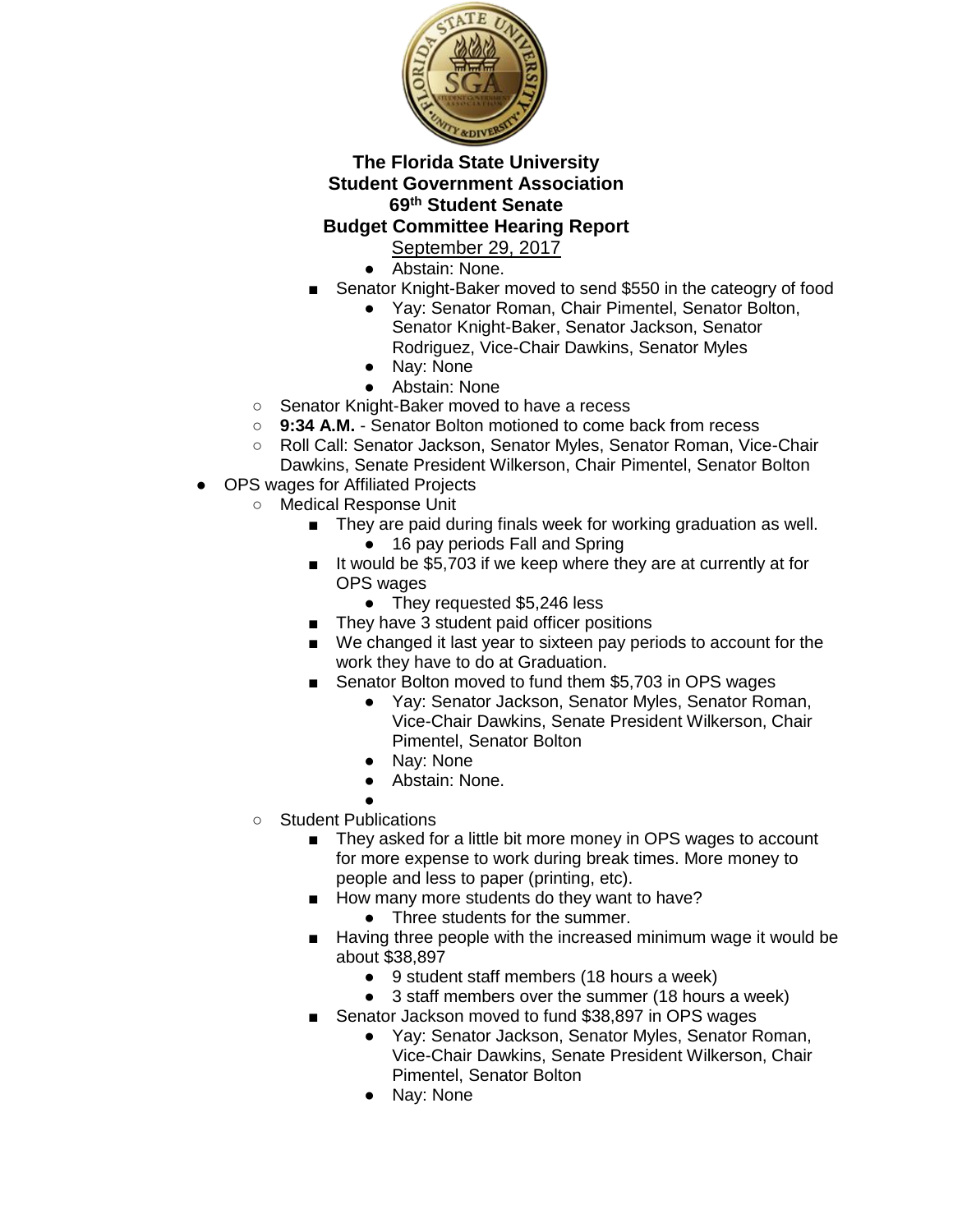**The Florida State University**
**Student Government Association**
**69th Student Senate**
**Budget Committee Hearing Report**
September 29, 2017

            - Abstain: None.
        - Senator Knight-Baker moved to send $550 in the cateogry of food
            - Yay: Senator Roman, Chair Pimentel, Senator Bolton, Senator Knight-Baker, Senator Jackson, Senator Rodriguez, Vice-Chair Dawkins, Senator Myles
            - Nay: None
            - Abstain: None
    - Senator Knight-Baker moved to have a recess
    - **9:34 A.M.** - Senator Bolton motioned to come back from recess
    - Roll Call: Senator Jackson, Senator Myles, Senator Roman, Vice-Chair Dawkins, Senate President Wilkerson, Chair Pimentel, Senator Bolton
- OPS wages for Affiliated Projects
    - Medical Response Unit
        - They are paid during finals week for working graduation as well.
            - 16 pay periods Fall and Spring
        - It would be $5,703 if we keep where they are at currently at for OPS wages
            - They requested $5,246 less
        - They have 3 student paid officer positions
        - We changed it last year to sixteen pay periods to account for the work they have to do at Graduation.
        - Senator Bolton moved to fund them $5,703 in OPS wages
            - Yay: Senator Jackson, Senator Myles, Senator Roman, Vice-Chair Dawkins, Senate President Wilkerson, Chair Pimentel, Senator Bolton
            - Nay: None
            - Abstain: None.
    - Student Publications
        - They asked for a little bit more money in OPS wages to account for more expense to work during break times. More money to people and less to paper (printing, etc).
        - How many more students do they want to have?
            - Three students for the summer.
        - Having three people with the increased minimum wage it would be about $38,897
            - 9 student staff members (18 hours a week)
            - 3 staff members over the summer (18 hours a week)
        - Senator Jackson moved to fund $38,897 in OPS wages
            - Yay: Senator Jackson, Senator Myles, Senator Roman, Vice-Chair Dawkins, Senate President Wilkerson, Chair Pimentel, Senator Bolton
            - Nay: None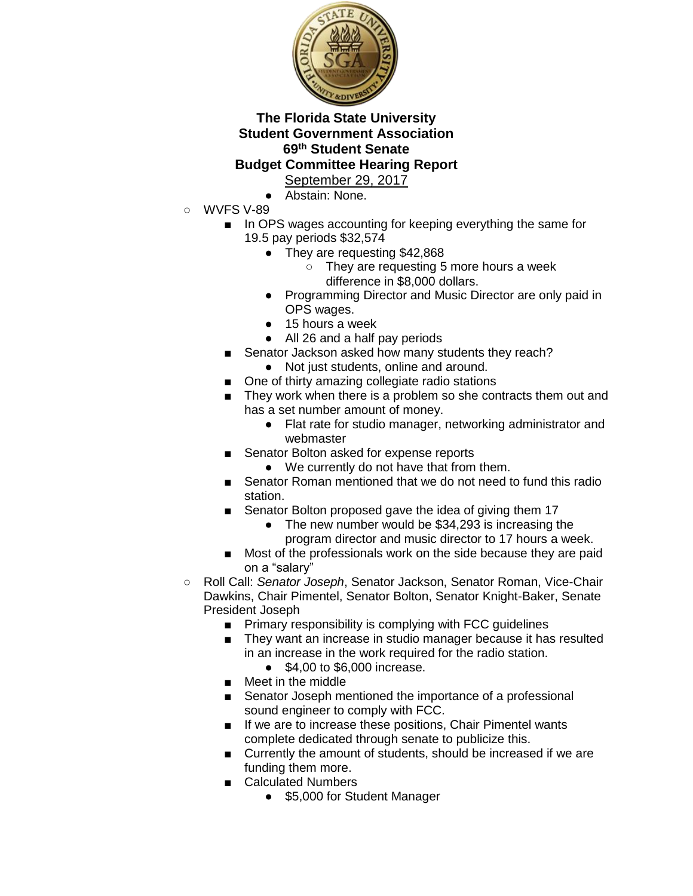**The Florida State University**
**Student Government Association**
**69th Student Senate**
**Budget Committee Hearing Report**
September 29, 2017

            - Abstain: None.
- WVFS V-89
    - In OPS wages accounting for keeping everything the same for 19.5 pay periods $32,574
        - They are requesting $42,868
            - They are requesting 5 more hours a week difference in $8,000 dollars.
        - Programming Director and Music Director are only paid in OPS wages.
        - 15 hours a week
        - All 26 and a half pay periods
    - Senator Jackson asked how many students they reach?
        - Not just students, online and around.
    - One of thirty amazing collegiate radio stations
    - They work when there is a problem so she contracts them out and has a set number amount of money.
        - Flat rate for studio manager, networking administrator and webmaster
    - Senator Bolton asked for expense reports
        - We currently do not have that from them.
    - Senator Roman mentioned that we do not need to fund this radio station.
    - Senator Bolton proposed gave the idea of giving them 17
        - The new number would be $34,293 is increasing the program director and music director to 17 hours a week.
    - Most of the professionals work on the side because they are paid on a "salary"
- Roll Call: *Senator Joseph*, Senator Jackson, Senator Roman, Vice-Chair Dawkins, Chair Pimentel, Senator Bolton, Senator Knight-Baker, Senate President Joseph
    - Primary responsibility is complying with FCC guidelines
    - They want an increase in studio manager because it has resulted in an increase in the work required for the radio station.
        - $4,00 to $6,000 increase.
    - Meet in the middle
    - Senator Joseph mentioned the importance of a professional sound engineer to comply with FCC.
    - If we are to increase these positions, Chair Pimentel wants complete dedicated through senate to publicize this.
    - Currently the amount of students, should be increased if we are funding them more.
    - Calculated Numbers
        - $5,000 for Student Manager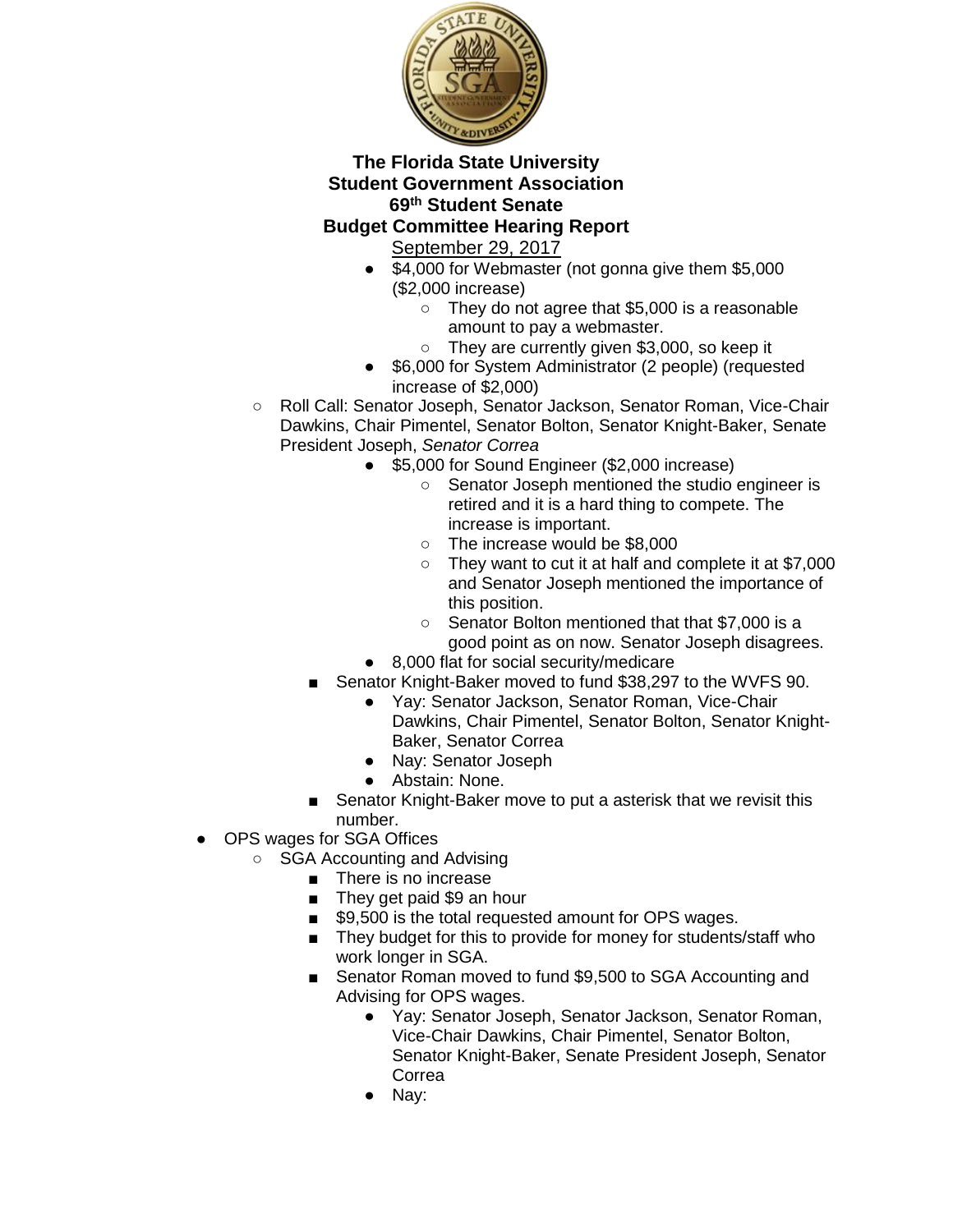**The Florida State University**
**Student Government Association**
**69th Student Senate**
**Budget Committee Hearing Report**
September 29, 2017

- $4,000 for Webmaster (not gonna give them $5,000 ($2,000 increase)
  - They do not agree that $5,000 is a reasonable amount to pay a webmaster.
  - They are currently given $3,000, so keep it
- $6,000 for System Administrator (2 people) (requested increase of $2,000)

- Roll Call: Senator Joseph, Senator Jackson, Senator Roman, Vice-Chair Dawkins, Chair Pimentel, Senator Bolton, Senator Knight-Baker, Senate President Joseph, *Senator Correa*
  - $5,000 for Sound Engineer ($2,000 increase)
    - Senator Joseph mentioned the studio engineer is retired and it is a hard thing to compete. The increase is important.
    - The increase would be $8,000
    - They want to cut it at half and complete it at $7,000 and Senator Joseph mentioned the importance of this position.
    - Senator Bolton mentioned that that $7,000 is a good point as on now. Senator Joseph disagrees.
  - 8,000 flat for social security/medicare
  - Senator Knight-Baker moved to fund $38,297 to the WVFS 90.
    - Yay: Senator Jackson, Senator Roman, Vice-Chair Dawkins, Chair Pimentel, Senator Bolton, Senator Knight-Baker, Senator Correa
    - Nay: Senator Joseph
    - Abstain: None.
  - Senator Knight-Baker move to put a asterisk that we revisit this number.

- OPS wages for SGA Offices
  - SGA Accounting and Advising
    - There is no increase
    - They get paid $9 an hour
    - $9,500 is the total requested amount for OPS wages.
    - They budget for this to provide for money for students/staff who work longer in SGA.
    - Senator Roman moved to fund $9,500 to SGA Accounting and Advising for OPS wages.
      - Yay: Senator Joseph, Senator Jackson, Senator Roman, Vice-Chair Dawkins, Chair Pimentel, Senator Bolton, Senator Knight-Baker, Senate President Joseph, Senator Correa
      - Nay: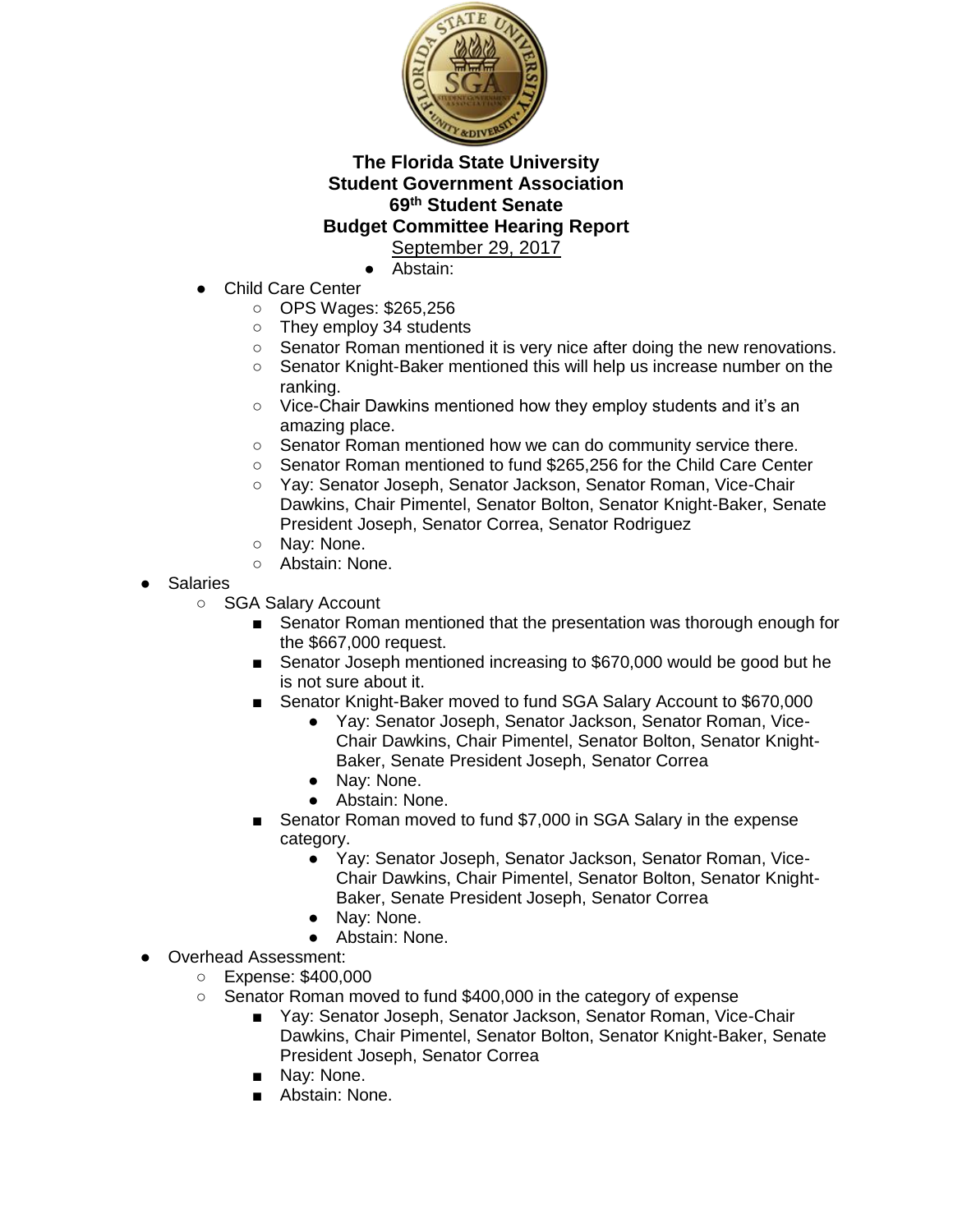**The Florida State University**
**Student Government Association**
**69th Student Senate**
**Budget Committee Hearing Report**
September 29, 2017

        - Abstain:
    - Child Care Center
        - OPS Wages: $265,256
        - They employ 34 students
        - Senator Roman mentioned it is very nice after doing the new renovations.
        - Senator Knight-Baker mentioned this will help us increase number on the ranking.
        - Vice-Chair Dawkins mentioned how they employ students and it's an amazing place.
        - Senator Roman mentioned how we can do community service there.
        - Senator Roman mentioned to fund $265,256 for the Child Care Center
        - Yay: Senator Joseph, Senator Jackson, Senator Roman, Vice-Chair Dawkins, Chair Pimentel, Senator Bolton, Senator Knight-Baker, Senate President Joseph, Senator Correa, Senator Rodriguez
        - Nay: None.
        - Abstain: None.
- Salaries
    - SGA Salary Account
        - Senator Roman mentioned that the presentation was thorough enough for the $667,000 request.
        - Senator Joseph mentioned increasing to $670,000 would be good but he is not sure about it.
        - Senator Knight-Baker moved to fund SGA Salary Account to $670,000
            - Yay: Senator Joseph, Senator Jackson, Senator Roman, Vice-Chair Dawkins, Chair Pimentel, Senator Bolton, Senator Knight-Baker, Senate President Joseph, Senator Correa
            - Nay: None.
            - Abstain: None.
        - Senator Roman moved to fund $7,000 in SGA Salary in the expense category.
            - Yay: Senator Joseph, Senator Jackson, Senator Roman, Vice-Chair Dawkins, Chair Pimentel, Senator Bolton, Senator Knight-Baker, Senate President Joseph, Senator Correa
            - Nay: None.
            - Abstain: None.
- Overhead Assessment:
    - Expense: $400,000
    - Senator Roman moved to fund $400,000 in the category of expense
        - Yay: Senator Joseph, Senator Jackson, Senator Roman, Vice-Chair Dawkins, Chair Pimentel, Senator Bolton, Senator Knight-Baker, Senate President Joseph, Senator Correa
        - Nay: None.
        - Abstain: None.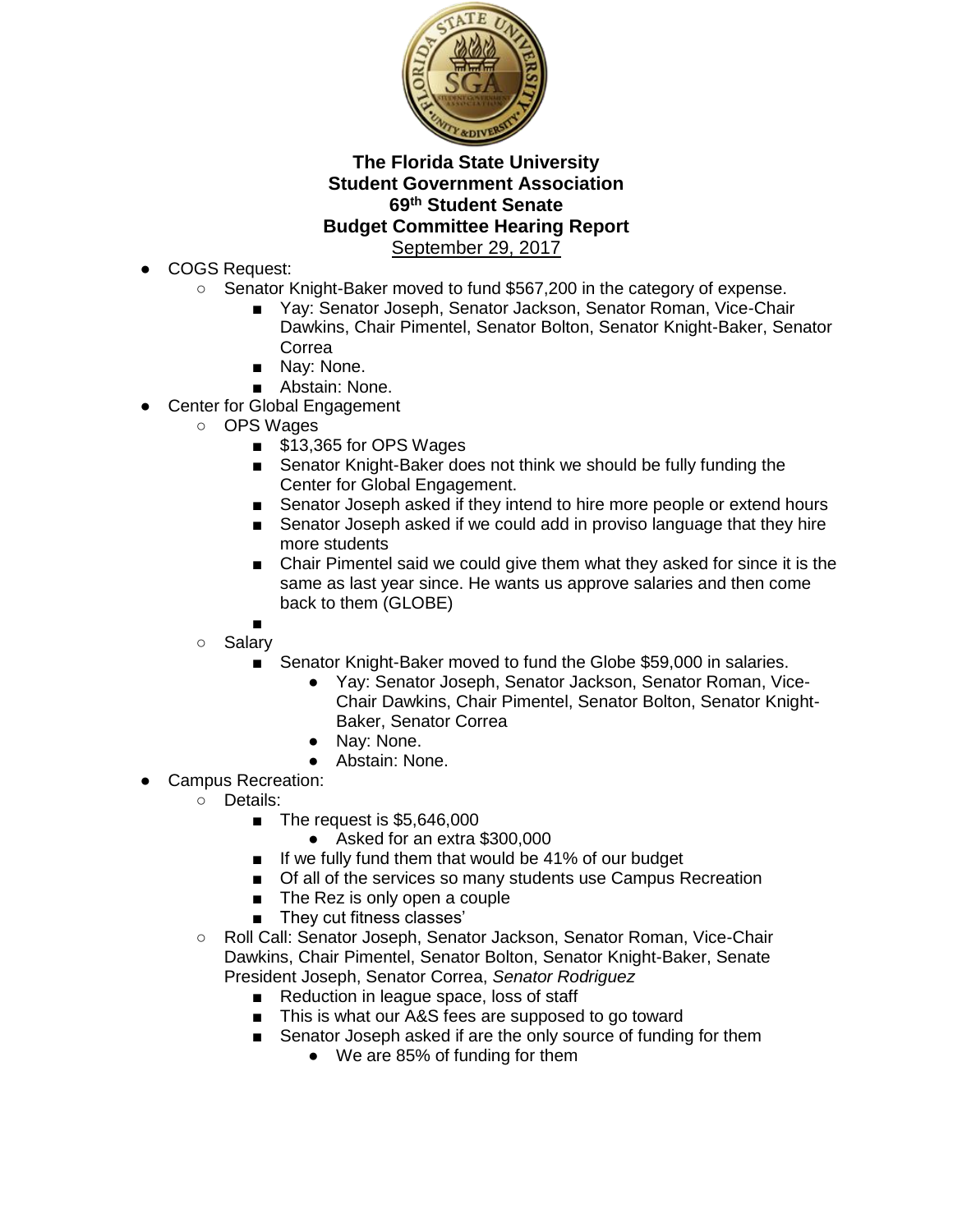**The Florida State University**
**Student Government Association**
**69th Student Senate**
**Budget Committee Hearing Report**
September 29, 2017

- COGS Request:
  - Senator Knight-Baker moved to fund $567,200 in the category of expense.
    - Yay: Senator Joseph, Senator Jackson, Senator Roman, Vice-Chair Dawkins, Chair Pimentel, Senator Bolton, Senator Knight-Baker, Senator Correa
    - Nay: None.
    - Abstain: None.
- Center for Global Engagement
  - OPS Wages
    - $13,365 for OPS Wages
    - Senator Knight-Baker does not think we should be fully funding the Center for Global Engagement.
    - Senator Joseph asked if they intend to hire more people or extend hours
    - Senator Joseph asked if we could add in proviso language that they hire more students
    - Chair Pimentel said we could give them what they asked for since it is the same as last year since. He wants us approve salaries and then come back to them (GLOBE)
    - 
  - Salary
    - Senator Knight-Baker moved to fund the Globe $59,000 in salaries.
      - Yay: Senator Joseph, Senator Jackson, Senator Roman, Vice-Chair Dawkins, Chair Pimentel, Senator Bolton, Senator Knight-Baker, Senator Correa
      - Nay: None.
      - Abstain: None.
- Campus Recreation:
  - Details:
    - The request is $5,646,000
      - Asked for an extra $300,000
    - If we fully fund them that would be 41% of our budget
    - Of all of the services so many students use Campus Recreation
    - The Rez is only open a couple
    - They cut fitness classes'
  - Roll Call: Senator Joseph, Senator Jackson, Senator Roman, Vice-Chair Dawkins, Chair Pimentel, Senator Bolton, Senator Knight-Baker, Senate President Joseph, Senator Correa, *Senator Rodriguez*
    - Reduction in league space, loss of staff
    - This is what our A&S fees are supposed to go toward
    - Senator Joseph asked if are the only source of funding for them
      - We are 85% of funding for them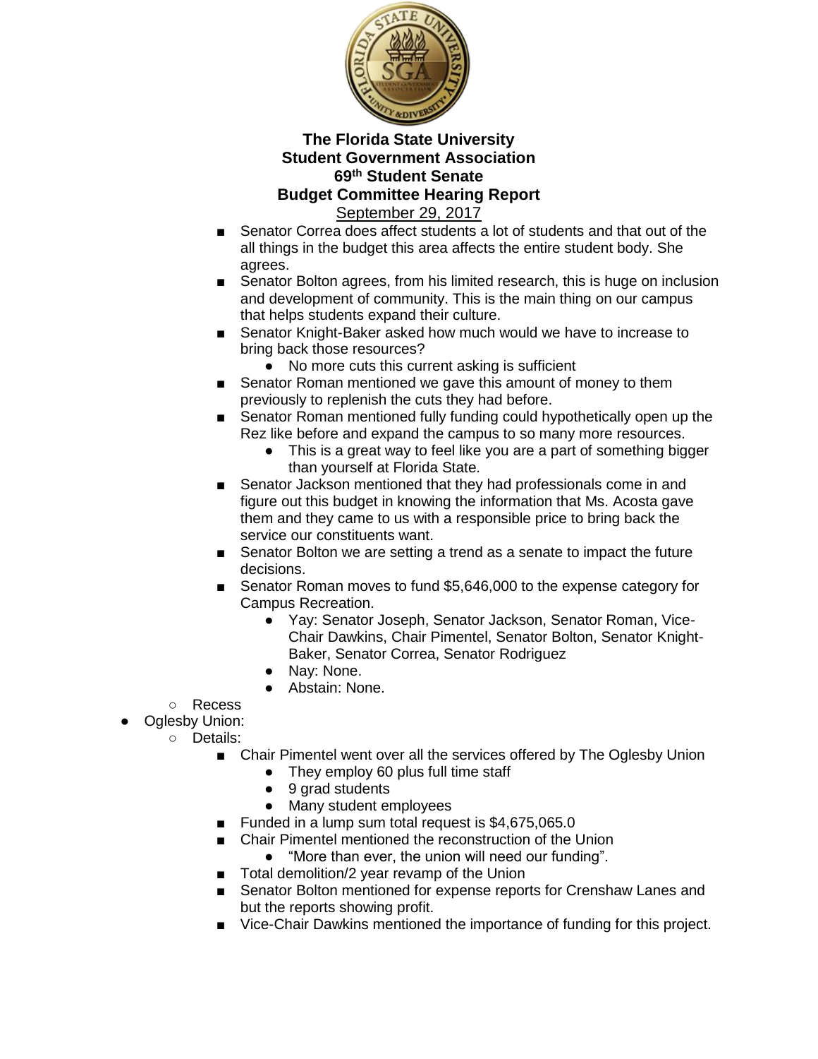**The Florida State University**
**Student Government Association**
**69th Student Senate**
**Budget Committee Hearing Report**
September 29, 2017

- Senator Correa does affect students a lot of students and that out of the all things in the budget this area affects the entire student body. She agrees.
- Senator Bolton agrees, from his limited research, this is huge on inclusion and development of community. This is the main thing on our campus that helps students expand their culture.
- Senator Knight-Baker asked how much would we have to increase to bring back those resources?
  - No more cuts this current asking is sufficient
- Senator Roman mentioned we gave this amount of money to them previously to replenish the cuts they had before.
- Senator Roman mentioned fully funding could hypothetically open up the Rez like before and expand the campus to so many more resources.
  - This is a great way to feel like you are a part of something bigger than yourself at Florida State.
- Senator Jackson mentioned that they had professionals come in and figure out this budget in knowing the information that Ms. Acosta gave them and they came to us with a responsible price to bring back the service our constituents want.
- Senator Bolton we are setting a trend as a senate to impact the future decisions.
- Senator Roman moves to fund $5,646,000 to the expense category for Campus Recreation.
  - Yay: Senator Joseph, Senator Jackson, Senator Roman, Vice-Chair Dawkins, Chair Pimentel, Senator Bolton, Senator Knight-Baker, Senator Correa, Senator Rodriguez
  - Nay: None.
  - Abstain: None.

- Recess

- Oglesby Union:
  - Details:
    - Chair Pimentel went over all the services offered by The Oglesby Union
      - They employ 60 plus full time staff
      - 9 grad students
      - Many student employees
    - Funded in a lump sum total request is $4,675,065.0
    - Chair Pimentel mentioned the reconstruction of the Union
      - "More than ever, the union will need our funding".
    - Total demolition/2 year revamp of the Union
    - Senator Bolton mentioned for expense reports for Crenshaw Lanes and but the reports showing profit.
    - Vice-Chair Dawkins mentioned the importance of funding for this project.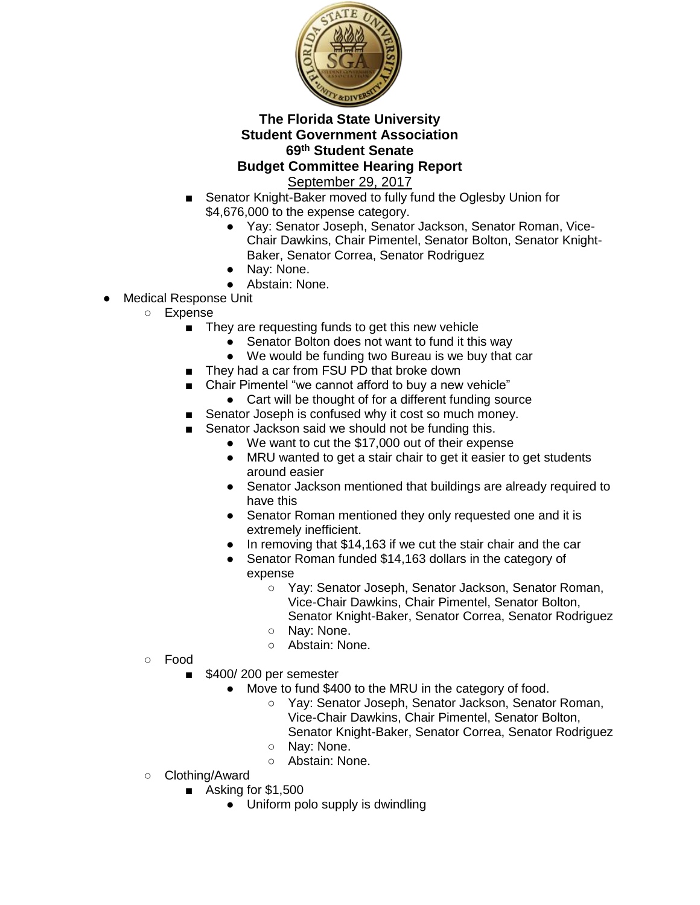**The Florida State University**
**Student Government Association**
**69th Student Senate**
**Budget Committee Hearing Report**
September 29, 2017

- Senator Knight-Baker moved to fully fund the Oglesby Union for $4,676,000 to the expense category.
    - Yay: Senator Joseph, Senator Jackson, Senator Roman, Vice-Chair Dawkins, Chair Pimentel, Senator Bolton, Senator Knight-Baker, Senator Correa, Senator Rodriguez
    - Nay: None.
    - Abstain: None.

- Medical Response Unit
    - Expense
        - They are requesting funds to get this new vehicle
            - Senator Bolton does not want to fund it this way
            - We would be funding two Bureau is we buy that car
        - They had a car from FSU PD that broke down
        - Chair Pimentel "we cannot afford to buy a new vehicle"
            - Cart will be thought of for a different funding source
        - Senator Joseph is confused why it cost so much money.
        - Senator Jackson said we should not be funding this.
            - We want to cut the $17,000 out of their expense
            - MRU wanted to get a stair chair to get it easier to get students around easier
            - Senator Jackson mentioned that buildings are already required to have this
            - Senator Roman mentioned they only requested one and it is extremely inefficient.
            - In removing that $14,163 if we cut the stair chair and the car
            - Senator Roman funded $14,163 dollars in the category of expense
                - Yay: Senator Joseph, Senator Jackson, Senator Roman, Vice-Chair Dawkins, Chair Pimentel, Senator Bolton, Senator Knight-Baker, Senator Correa, Senator Rodriguez
                - Nay: None.
                - Abstain: None.
    - Food
        - $400/ 200 per semester
            - Move to fund $400 to the MRU in the category of food.
                - Yay: Senator Joseph, Senator Jackson, Senator Roman, Vice-Chair Dawkins, Chair Pimentel, Senator Bolton, Senator Knight-Baker, Senator Correa, Senator Rodriguez
                - Nay: None.
                - Abstain: None.
    - Clothing/Award
        - Asking for $1,500
            - Uniform polo supply is dwindling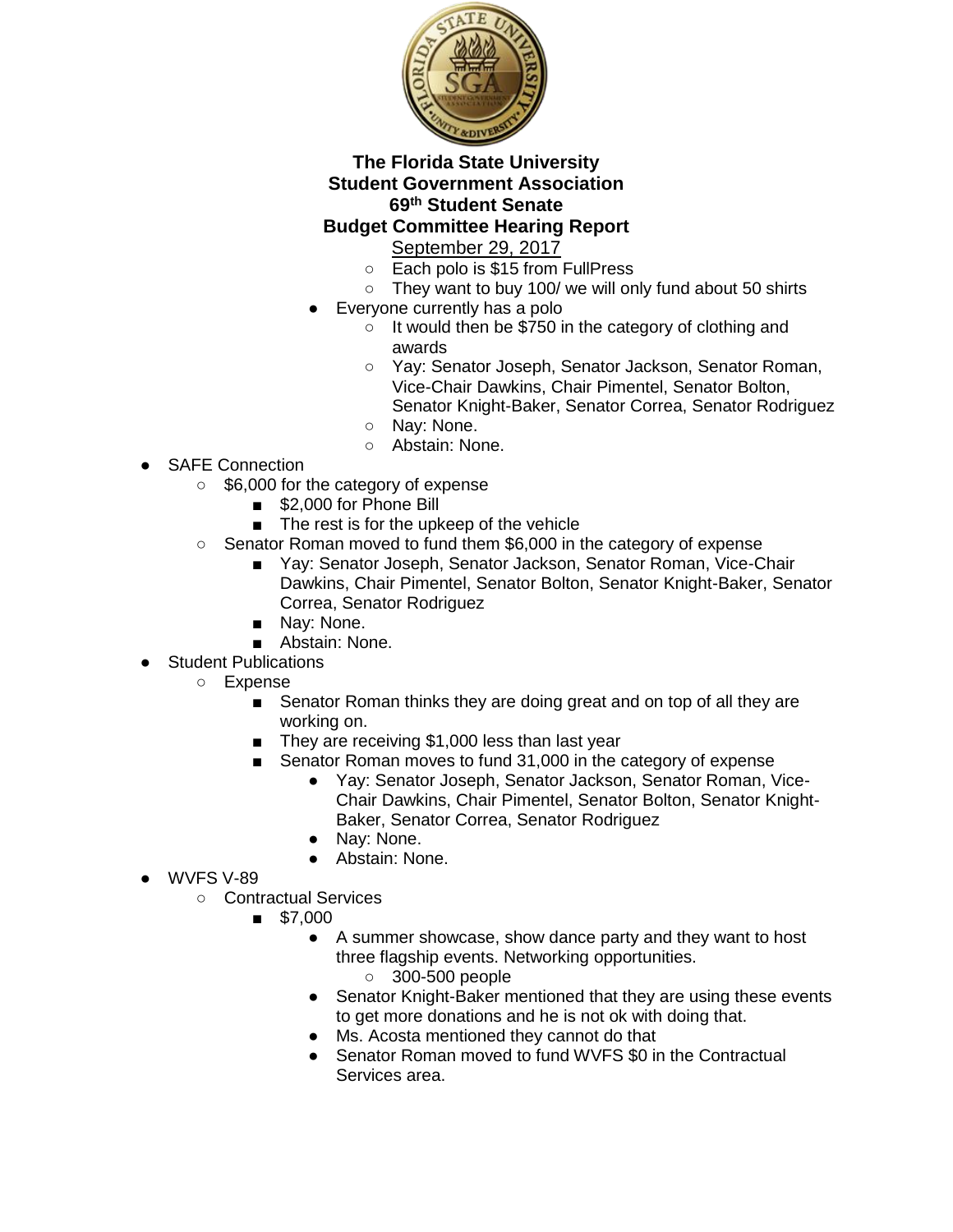# The Florida State University
# Student Government Association
# 69th Student Senate
# Budget Committee Hearing Report

September 29, 2017

        - Each polo is $15 from FullPress
        - They want to buy 100/ we will only fund about 50 shirts
    - Everyone currently has a polo
        - It would then be $750 in the category of clothing and awards
        - Yay: Senator Joseph, Senator Jackson, Senator Roman, Vice-Chair Dawkins, Chair Pimentel, Senator Bolton, Senator Knight-Baker, Senator Correa, Senator Rodriguez
        - Nay: None.
        - Abstain: None.

- SAFE Connection
    - $6,000 for the category of expense
        - $2,000 for Phone Bill
        - The rest is for the upkeep of the vehicle
    - Senator Roman moved to fund them $6,000 in the category of expense
        - Yay: Senator Joseph, Senator Jackson, Senator Roman, Vice-Chair Dawkins, Chair Pimentel, Senator Bolton, Senator Knight-Baker, Senator Correa, Senator Rodriguez
        - Nay: None.
        - Abstain: None.
- Student Publications
    - Expense
        - Senator Roman thinks they are doing great and on top of all they are working on.
        - They are receiving $1,000 less than last year
        - Senator Roman moves to fund 31,000 in the category of expense
            - Yay: Senator Joseph, Senator Jackson, Senator Roman, Vice-Chair Dawkins, Chair Pimentel, Senator Bolton, Senator Knight-Baker, Senator Correa, Senator Rodriguez
            - Nay: None.
            - Abstain: None.
- WVFS V-89
    - Contractual Services
        - $7,000
            - A summer showcase, show dance party and they want to host three flagship events. Networking opportunities.
                - 300-500 people
            - Senator Knight-Baker mentioned that they are using these events to get more donations and he is not ok with doing that.
            - Ms. Acosta mentioned they cannot do that
            - Senator Roman moved to fund WVFS $0 in the Contractual Services area.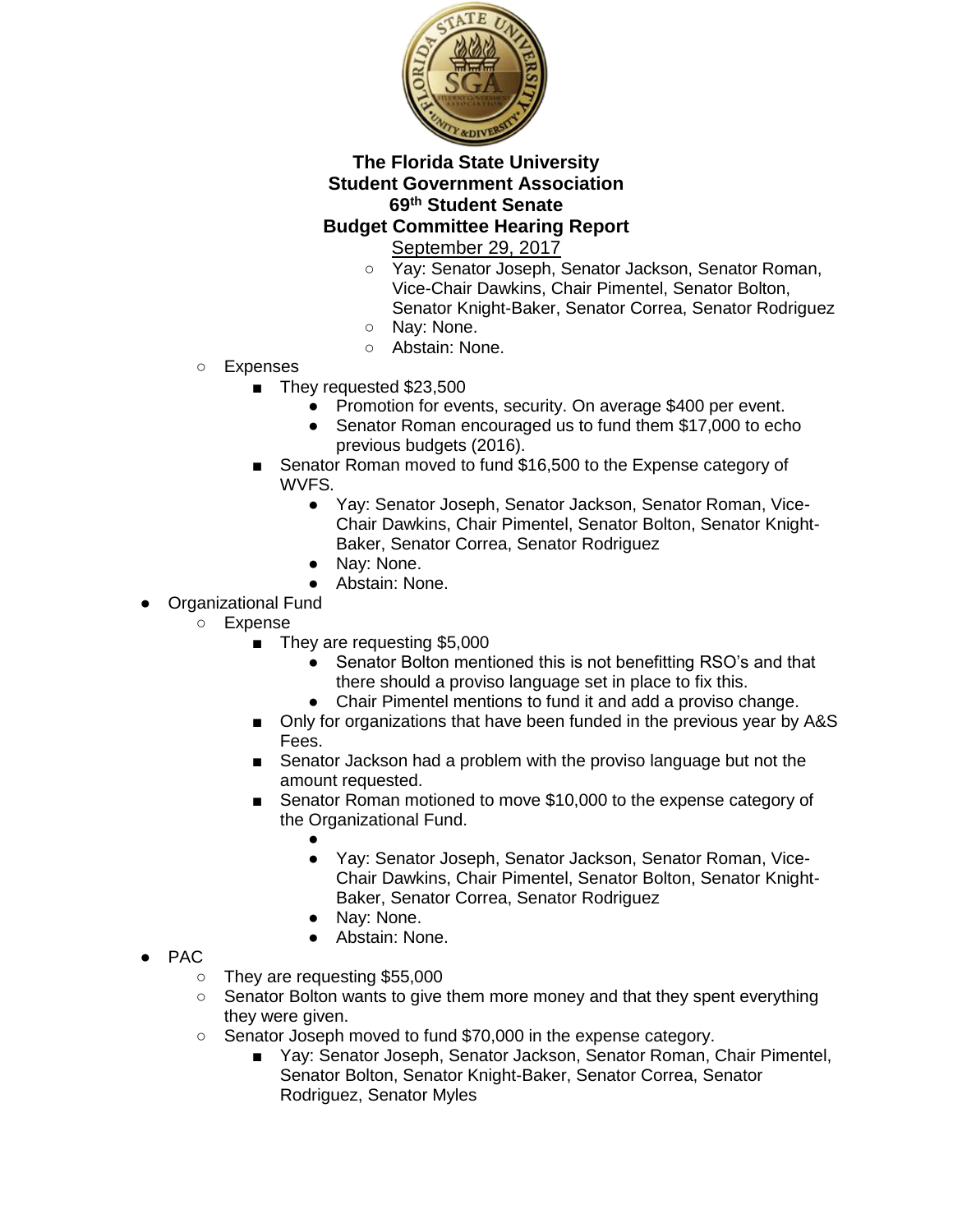**The Florida State University**
**Student Government Association**
**69th Student Senate**
**Budget Committee Hearing Report**
September 29, 2017

        - Yay: Senator Joseph, Senator Jackson, Senator Roman, Vice-Chair Dawkins, Chair Pimentel, Senator Bolton, Senator Knight-Baker, Senator Correa, Senator Rodriguez
        - Nay: None.
        - Abstain: None.

    - Expenses
        - They requested $23,500
            - Promotion for events, security. On average $400 per event.
            - Senator Roman encouraged us to fund them $17,000 to echo previous budgets (2016).
        - Senator Roman moved to fund $16,500 to the Expense category of WVFS.
            - Yay: Senator Joseph, Senator Jackson, Senator Roman, Vice-Chair Dawkins, Chair Pimentel, Senator Bolton, Senator Knight-Baker, Senator Correa, Senator Rodriguez
            - Nay: None.
            - Abstain: None.

- Organizational Fund
    - Expense
        - They are requesting $5,000
            - Senator Bolton mentioned this is not benefitting RSO's and that there should a proviso language set in place to fix this.
            - Chair Pimentel mentions to fund it and add a proviso change.
        - Only for organizations that have been funded in the previous year by A&S Fees.
        - Senator Jackson had a problem with the proviso language but not the amount requested.
        - Senator Roman motioned to move $10,000 to the expense category of the Organizational Fund.
            - 
            - Yay: Senator Joseph, Senator Jackson, Senator Roman, Vice-Chair Dawkins, Chair Pimentel, Senator Bolton, Senator Knight-Baker, Senator Correa, Senator Rodriguez
            - Nay: None.
            - Abstain: None.

- PAC
    - They are requesting $55,000
    - Senator Bolton wants to give them more money and that they spent everything they were given.
    - Senator Joseph moved to fund $70,000 in the expense category.
        - Yay: Senator Joseph, Senator Jackson, Senator Roman, Chair Pimentel, Senator Bolton, Senator Knight-Baker, Senator Correa, Senator Rodriguez, Senator Myles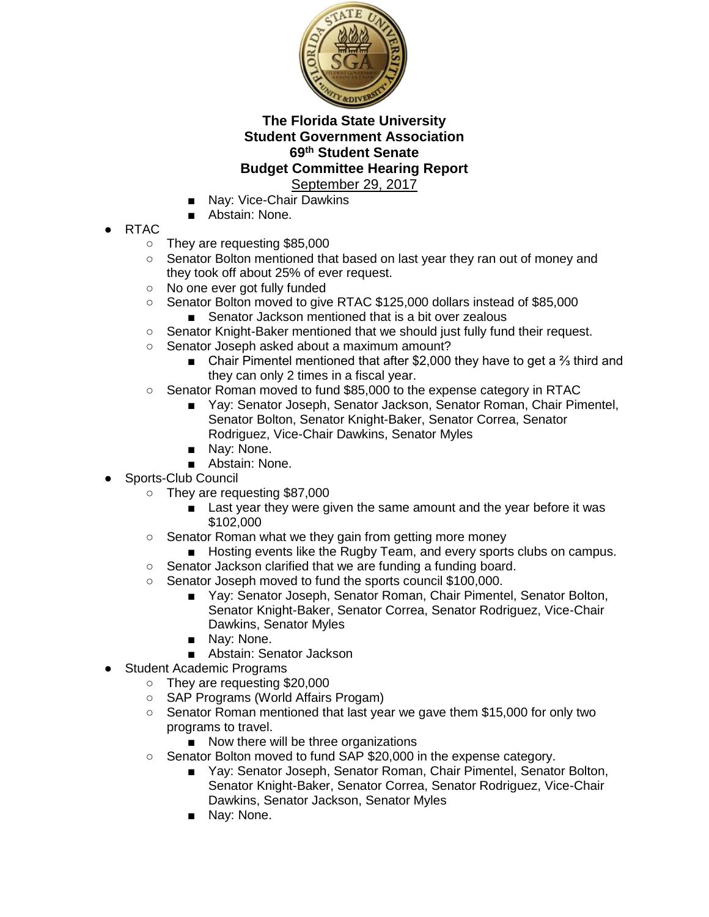**The Florida State University**
**Student Government Association**
**69th Student Senate**
**Budget Committee Hearing Report**
September 29, 2017

- Nay: Vice-Chair Dawkins
- Abstain: None.

- RTAC
  - They are requesting $85,000
  - Senator Bolton mentioned that based on last year they ran out of money and they took off about 25% of ever request.
  - No one ever got fully funded
  - Senator Bolton moved to give RTAC $125,000 dollars instead of $85,000
    - Senator Jackson mentioned that is a bit over zealous
  - Senator Knight-Baker mentioned that we should just fully fund their request.
  - Senator Joseph asked about a maximum amount?
    - Chair Pimentel mentioned that after $2,000 they have to get a ⅔ third and they can only 2 times in a fiscal year.
  - Senator Roman moved to fund $85,000 to the expense category in RTAC
    - Yay: Senator Joseph, Senator Jackson, Senator Roman, Chair Pimentel, Senator Bolton, Senator Knight-Baker, Senator Correa, Senator Rodriguez, Vice-Chair Dawkins, Senator Myles
    - Nay: None.
    - Abstain: None.
- Sports-Club Council
  - They are requesting $87,000
    - Last year they were given the same amount and the year before it was $102,000
  - Senator Roman what we they gain from getting more money
    - Hosting events like the Rugby Team, and every sports clubs on campus.
  - Senator Jackson clarified that we are funding a funding board.
  - Senator Joseph moved to fund the sports council $100,000.
    - Yay: Senator Joseph, Senator Roman, Chair Pimentel, Senator Bolton, Senator Knight-Baker, Senator Correa, Senator Rodriguez, Vice-Chair Dawkins, Senator Myles
    - Nay: None.
    - Abstain: Senator Jackson
- Student Academic Programs
  - They are requesting $20,000
  - SAP Programs (World Affairs Progam)
  - Senator Roman mentioned that last year we gave them $15,000 for only two programs to travel.
    - Now there will be three organizations
  - Senator Bolton moved to fund SAP $20,000 in the expense category.
    - Yay: Senator Joseph, Senator Roman, Chair Pimentel, Senator Bolton, Senator Knight-Baker, Senator Correa, Senator Rodriguez, Vice-Chair Dawkins, Senator Jackson, Senator Myles
    - Nay: None.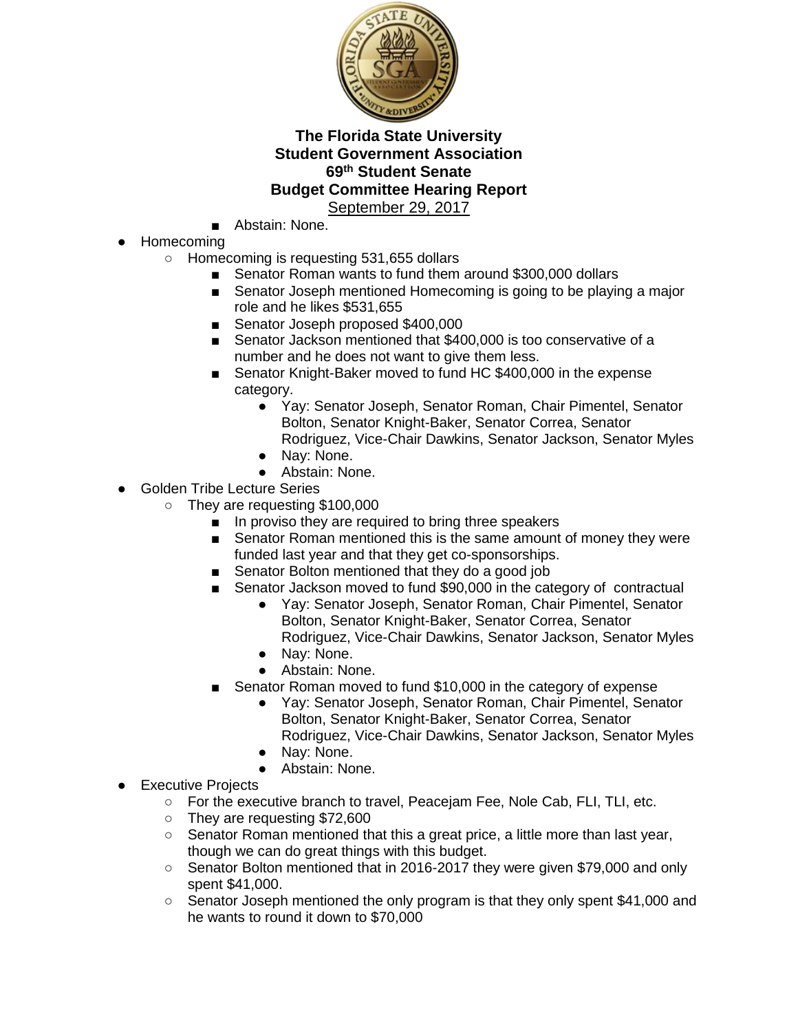- Abstain: None.

- Homecoming
  - Homecoming is requesting 531,655 dollars
    - Senator Roman wants to fund them around $300,000 dollars
    - Senator Joseph mentioned Homecoming is going to be playing a major role and he likes $531,655
    - Senator Joseph proposed $400,000
    - Senator Jackson mentioned that $400,000 is too conservative of a number and he does not want to give them less.
    - Senator Knight-Baker moved to fund HC $400,000 in the expense category.
      - Yay: Senator Joseph, Senator Roman, Chair Pimentel, Senator Bolton, Senator Knight-Baker, Senator Correa, Senator Rodriguez, Vice-Chair Dawkins, Senator Jackson, Senator Myles
      - Nay: None.
      - Abstain: None.
- Golden Tribe Lecture Series
  - They are requesting $100,000
    - In proviso they are required to bring three speakers
    - Senator Roman mentioned this is the same amount of money they were funded last year and that they get co-sponsorships.
    - Senator Bolton mentioned that they do a good job
    - Senator Jackson moved to fund $90,000 in the category of contractual
      - Yay: Senator Joseph, Senator Roman, Chair Pimentel, Senator Bolton, Senator Knight-Baker, Senator Correa, Senator Rodriguez, Vice-Chair Dawkins, Senator Jackson, Senator Myles
      - Nay: None.
      - Abstain: None.
    - Senator Roman moved to fund $10,000 in the category of expense
      - Yay: Senator Joseph, Senator Roman, Chair Pimentel, Senator Bolton, Senator Knight-Baker, Senator Correa, Senator Rodriguez, Vice-Chair Dawkins, Senator Jackson, Senator Myles
      - Nay: None.
      - Abstain: None.
- Executive Projects
  - For the executive branch to travel, Peacejam Fee, Nole Cab, FLI, TLI, etc.
  - They are requesting $72,600
  - Senator Roman mentioned that this a great price, a little more than last year, though we can do great things with this budget.
  - Senator Bolton mentioned that in 2016-2017 they were given $79,000 and only spent $41,000.
  - Senator Joseph mentioned the only program is that they only spent $41,000 and he wants to round it down to $70,000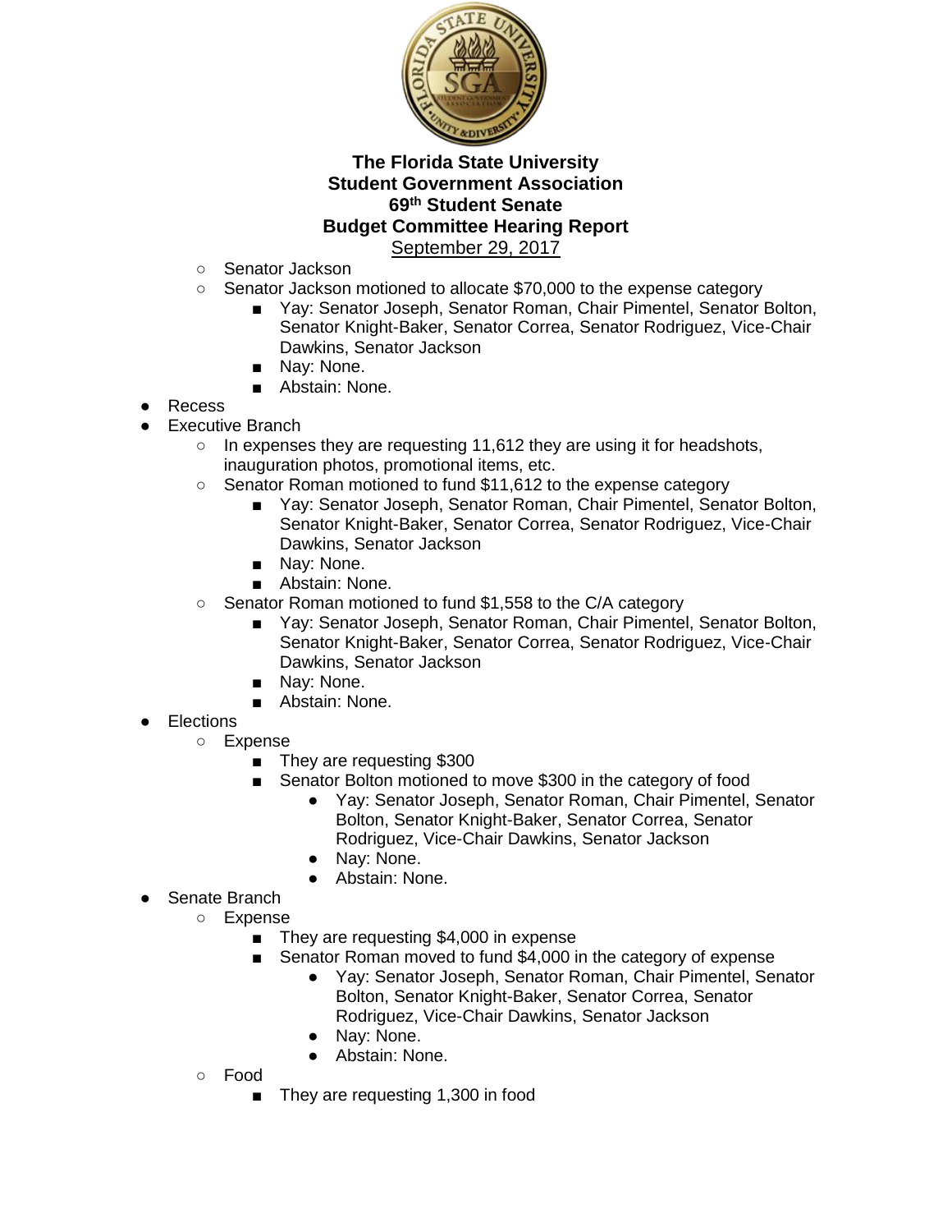**The Florida State University**
**Student Government Association**
**69th Student Senate**
**Budget Committee Hearing Report**
September 29, 2017

- Senator Jackson
- Senator Jackson motioned to allocate $70,000 to the expense category
  - Yay: Senator Joseph, Senator Roman, Chair Pimentel, Senator Bolton, Senator Knight-Baker, Senator Correa, Senator Rodriguez, Vice-Chair Dawkins, Senator Jackson
  - Nay: None.
  - Abstain: None.

- Recess
- Executive Branch
  - In expenses they are requesting 11,612 they are using it for headshots, inauguration photos, promotional items, etc.
  - Senator Roman motioned to fund $11,612 to the expense category
    - Yay: Senator Joseph, Senator Roman, Chair Pimentel, Senator Bolton, Senator Knight-Baker, Senator Correa, Senator Rodriguez, Vice-Chair Dawkins, Senator Jackson
    - Nay: None.
    - Abstain: None.
  - Senator Roman motioned to fund $1,558 to the C/A category
    - Yay: Senator Joseph, Senator Roman, Chair Pimentel, Senator Bolton, Senator Knight-Baker, Senator Correa, Senator Rodriguez, Vice-Chair Dawkins, Senator Jackson
    - Nay: None.
    - Abstain: None.
- Elections
  - Expense
    - They are requesting $300
    - Senator Bolton motioned to move $300 in the category of food
      - Yay: Senator Joseph, Senator Roman, Chair Pimentel, Senator Bolton, Senator Knight-Baker, Senator Correa, Senator Rodriguez, Vice-Chair Dawkins, Senator Jackson
      - Nay: None.
      - Abstain: None.
- Senate Branch
  - Expense
    - They are requesting $4,000 in expense
    - Senator Roman moved to fund $4,000 in the category of expense
      - Yay: Senator Joseph, Senator Roman, Chair Pimentel, Senator Bolton, Senator Knight-Baker, Senator Correa, Senator Rodriguez, Vice-Chair Dawkins, Senator Jackson
      - Nay: None.
      - Abstain: None.
  - Food
    - They are requesting 1,300 in food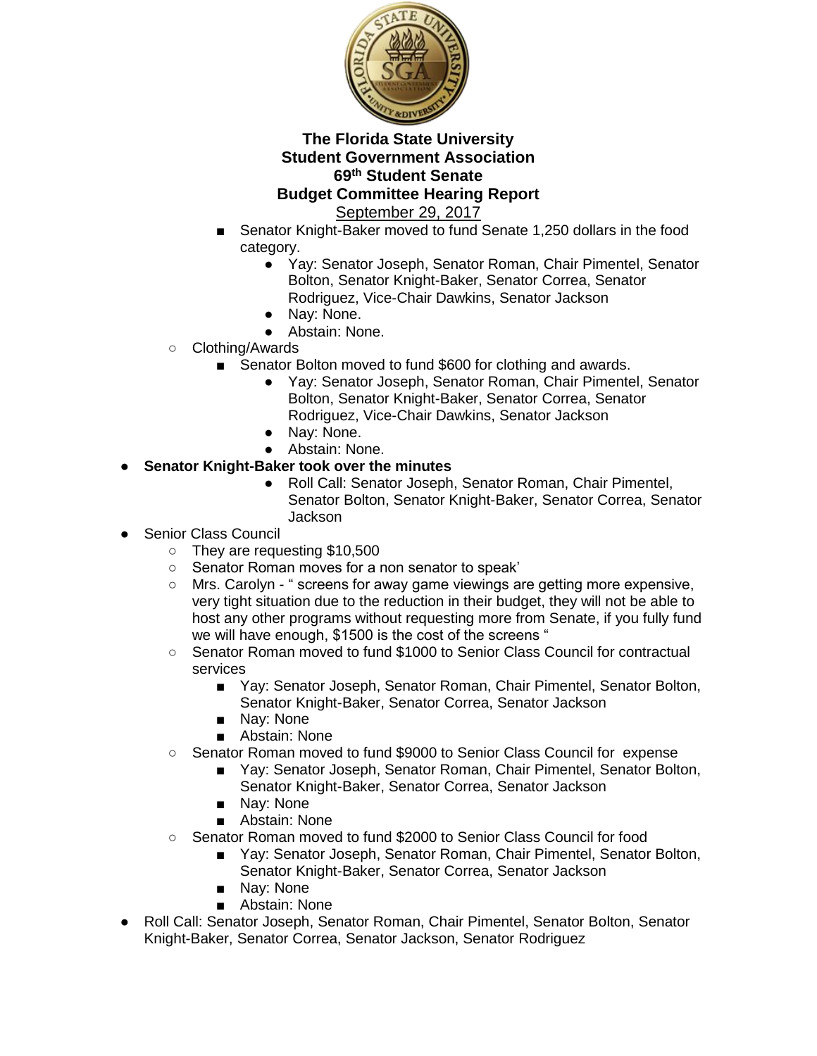**The Florida State University**
**Student Government Association**
**69th Student Senate**
**Budget Committee Hearing Report**
September 29, 2017

- Senator Knight-Baker moved to fund Senate 1,250 dollars in the food category.
  - Yay: Senator Joseph, Senator Roman, Chair Pimentel, Senator Bolton, Senator Knight-Baker, Senator Correa, Senator Rodriguez, Vice-Chair Dawkins, Senator Jackson
  - Nay: None.
  - Abstain: None.
- Clothing/Awards
  - Senator Bolton moved to fund $600 for clothing and awards.
    - Yay: Senator Joseph, Senator Roman, Chair Pimentel, Senator Bolton, Senator Knight-Baker, Senator Correa, Senator Rodriguez, Vice-Chair Dawkins, Senator Jackson
    - Nay: None.
    - Abstain: None.

- **Senator Knight-Baker took over the minutes**
  - Roll Call: Senator Joseph, Senator Roman, Chair Pimentel, Senator Bolton, Senator Knight-Baker, Senator Correa, Senator Jackson
- Senior Class Council
  - They are requesting $10,500
  - Senator Roman moves for a non senator to speak'
  - Mrs. Carolyn - " screens for away game viewings are getting more expensive, very tight situation due to the reduction in their budget, they will not be able to host any other programs without requesting more from Senate, if you fully fund we will have enough, $1500 is the cost of the screens "
  - Senator Roman moved to fund $1000 to Senior Class Council for contractual services
    - Yay: Senator Joseph, Senator Roman, Chair Pimentel, Senator Bolton, Senator Knight-Baker, Senator Correa, Senator Jackson
    - Nay: None
    - Abstain: None
  - Senator Roman moved to fund $9000 to Senior Class Council for expense
    - Yay: Senator Joseph, Senator Roman, Chair Pimentel, Senator Bolton, Senator Knight-Baker, Senator Correa, Senator Jackson
    - Nay: None
    - Abstain: None
  - Senator Roman moved to fund $2000 to Senior Class Council for food
    - Yay: Senator Joseph, Senator Roman, Chair Pimentel, Senator Bolton, Senator Knight-Baker, Senator Correa, Senator Jackson
    - Nay: None
    - Abstain: None
- Roll Call: Senator Joseph, Senator Roman, Chair Pimentel, Senator Bolton, Senator Knight-Baker, Senator Correa, Senator Jackson, Senator Rodriguez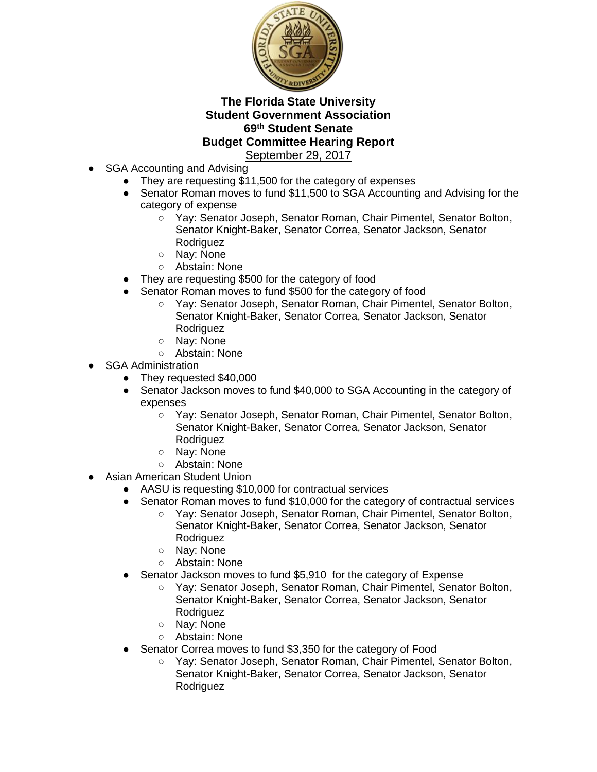**The Florida State University**
**Student Government Association**
**69th Student Senate**
**Budget Committee Hearing Report**
September 29, 2017

- SGA Accounting and Advising
  - They are requesting $11,500 for the category of expenses
  - Senator Roman moves to fund $11,500 to SGA Accounting and Advising for the category of expense
    - Yay: Senator Joseph, Senator Roman, Chair Pimentel, Senator Bolton, Senator Knight-Baker, Senator Correa, Senator Jackson, Senator Rodriguez
    - Nay: None
    - Abstain: None
  - They are requesting $500 for the category of food
  - Senator Roman moves to fund $500 for the category of food
    - Yay: Senator Joseph, Senator Roman, Chair Pimentel, Senator Bolton, Senator Knight-Baker, Senator Correa, Senator Jackson, Senator Rodriguez
    - Nay: None
    - Abstain: None
- SGA Administration
  - They requested $40,000
  - Senator Jackson moves to fund $40,000 to SGA Accounting in the category of expenses
    - Yay: Senator Joseph, Senator Roman, Chair Pimentel, Senator Bolton, Senator Knight-Baker, Senator Correa, Senator Jackson, Senator Rodriguez
    - Nay: None
    - Abstain: None
- Asian American Student Union
  - AASU is requesting $10,000 for contractual services
  - Senator Roman moves to fund $10,000 for the category of contractual services
    - Yay: Senator Joseph, Senator Roman, Chair Pimentel, Senator Bolton, Senator Knight-Baker, Senator Correa, Senator Jackson, Senator Rodriguez
    - Nay: None
    - Abstain: None
  - Senator Jackson moves to fund $5,910 for the category of Expense
    - Yay: Senator Joseph, Senator Roman, Chair Pimentel, Senator Bolton, Senator Knight-Baker, Senator Correa, Senator Jackson, Senator Rodriguez
    - Nay: None
    - Abstain: None
  - Senator Correa moves to fund $3,350 for the category of Food
    - Yay: Senator Joseph, Senator Roman, Chair Pimentel, Senator Bolton, Senator Knight-Baker, Senator Correa, Senator Jackson, Senator Rodriguez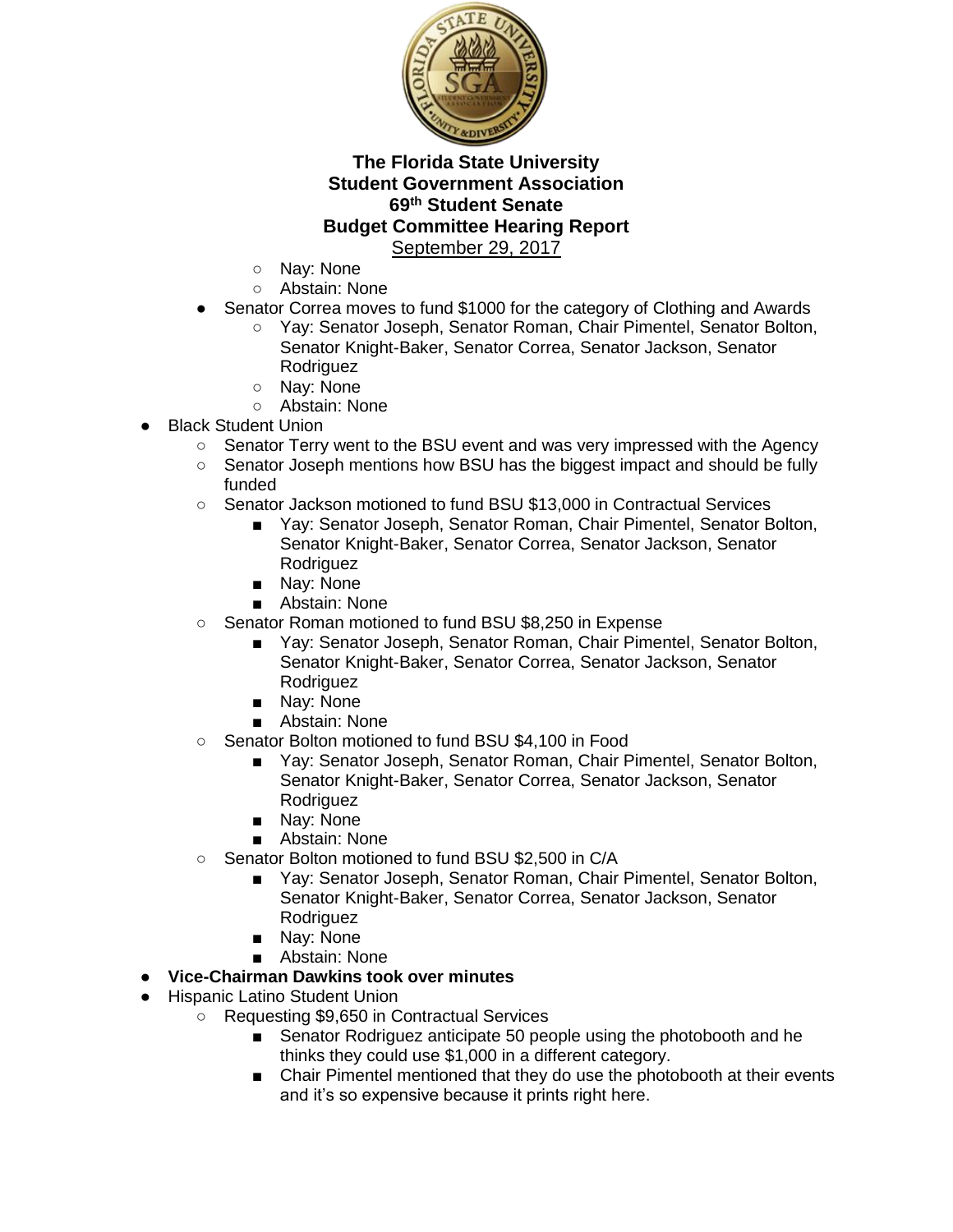- Nay: None
    - Abstain: None
  - Senator Correa moves to fund $1000 for the category of Clothing and Awards
    - Yay: Senator Joseph, Senator Roman, Chair Pimentel, Senator Bolton, Senator Knight-Baker, Senator Correa, Senator Jackson, Senator Rodriguez
    - Nay: None
    - Abstain: None
- Black Student Union
  - Senator Terry went to the BSU event and was very impressed with the Agency
  - Senator Joseph mentions how BSU has the biggest impact and should be fully funded
  - Senator Jackson motioned to fund BSU $13,000 in Contractual Services
    - Yay: Senator Joseph, Senator Roman, Chair Pimentel, Senator Bolton, Senator Knight-Baker, Senator Correa, Senator Jackson, Senator Rodriguez
    - Nay: None
    - Abstain: None
  - Senator Roman motioned to fund BSU $8,250 in Expense
    - Yay: Senator Joseph, Senator Roman, Chair Pimentel, Senator Bolton, Senator Knight-Baker, Senator Correa, Senator Jackson, Senator Rodriguez
    - Nay: None
    - Abstain: None
  - Senator Bolton motioned to fund BSU $4,100 in Food
    - Yay: Senator Joseph, Senator Roman, Chair Pimentel, Senator Bolton, Senator Knight-Baker, Senator Correa, Senator Jackson, Senator Rodriguez
    - Nay: None
    - Abstain: None
  - Senator Bolton motioned to fund BSU $2,500 in C/A
    - Yay: Senator Joseph, Senator Roman, Chair Pimentel, Senator Bolton, Senator Knight-Baker, Senator Correa, Senator Jackson, Senator Rodriguez
    - Nay: None
    - Abstain: None
- **Vice-Chairman Dawkins took over minutes**
- Hispanic Latino Student Union
  - Requesting $9,650 in Contractual Services
    - Senator Rodriguez anticipate 50 people using the photobooth and he thinks they could use $1,000 in a different category.
    - Chair Pimentel mentioned that they do use the photobooth at their events and it's so expensive because it prints right here.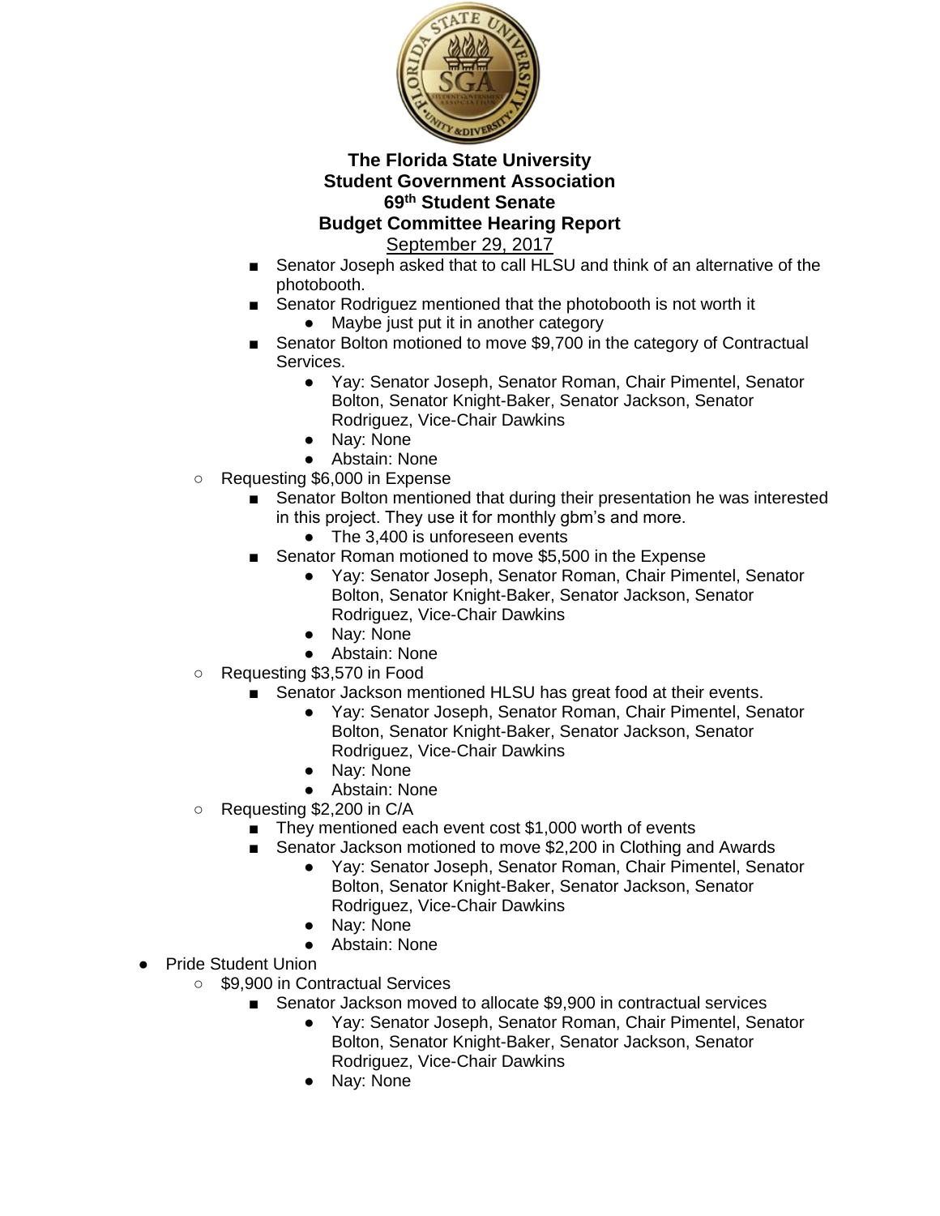**The Florida State University**
**Student Government Association**
**69th Student Senate**
**Budget Committee Hearing Report**
September 29, 2017

        - Senator Joseph asked that to call HLSU and think of an alternative of the photobooth.
        - Senator Rodriguez mentioned that the photobooth is not worth it
            - Maybe just put it in another category
        - Senator Bolton motioned to move $9,700 in the category of Contractual Services.
            - Yay: Senator Joseph, Senator Roman, Chair Pimentel, Senator Bolton, Senator Knight-Baker, Senator Jackson, Senator Rodriguez, Vice-Chair Dawkins
            - Nay: None
            - Abstain: None
    - Requesting $6,000 in Expense
        - Senator Bolton mentioned that during their presentation he was interested in this project. They use it for monthly gbm's and more.
            - The 3,400 is unforeseen events
        - Senator Roman motioned to move $5,500 in the Expense
            - Yay: Senator Joseph, Senator Roman, Chair Pimentel, Senator Bolton, Senator Knight-Baker, Senator Jackson, Senator Rodriguez, Vice-Chair Dawkins
            - Nay: None
            - Abstain: None
    - Requesting $3,570 in Food
        - Senator Jackson mentioned HLSU has great food at their events.
            - Yay: Senator Joseph, Senator Roman, Chair Pimentel, Senator Bolton, Senator Knight-Baker, Senator Jackson, Senator Rodriguez, Vice-Chair Dawkins
            - Nay: None
            - Abstain: None
    - Requesting $2,200 in C/A
        - They mentioned each event cost $1,000 worth of events
        - Senator Jackson motioned to move $2,200 in Clothing and Awards
            - Yay: Senator Joseph, Senator Roman, Chair Pimentel, Senator Bolton, Senator Knight-Baker, Senator Jackson, Senator Rodriguez, Vice-Chair Dawkins
            - Nay: None
            - Abstain: None
- Pride Student Union
    - $9,900 in Contractual Services
        - Senator Jackson moved to allocate $9,900 in contractual services
            - Yay: Senator Joseph, Senator Roman, Chair Pimentel, Senator Bolton, Senator Knight-Baker, Senator Jackson, Senator Rodriguez, Vice-Chair Dawkins
            - Nay: None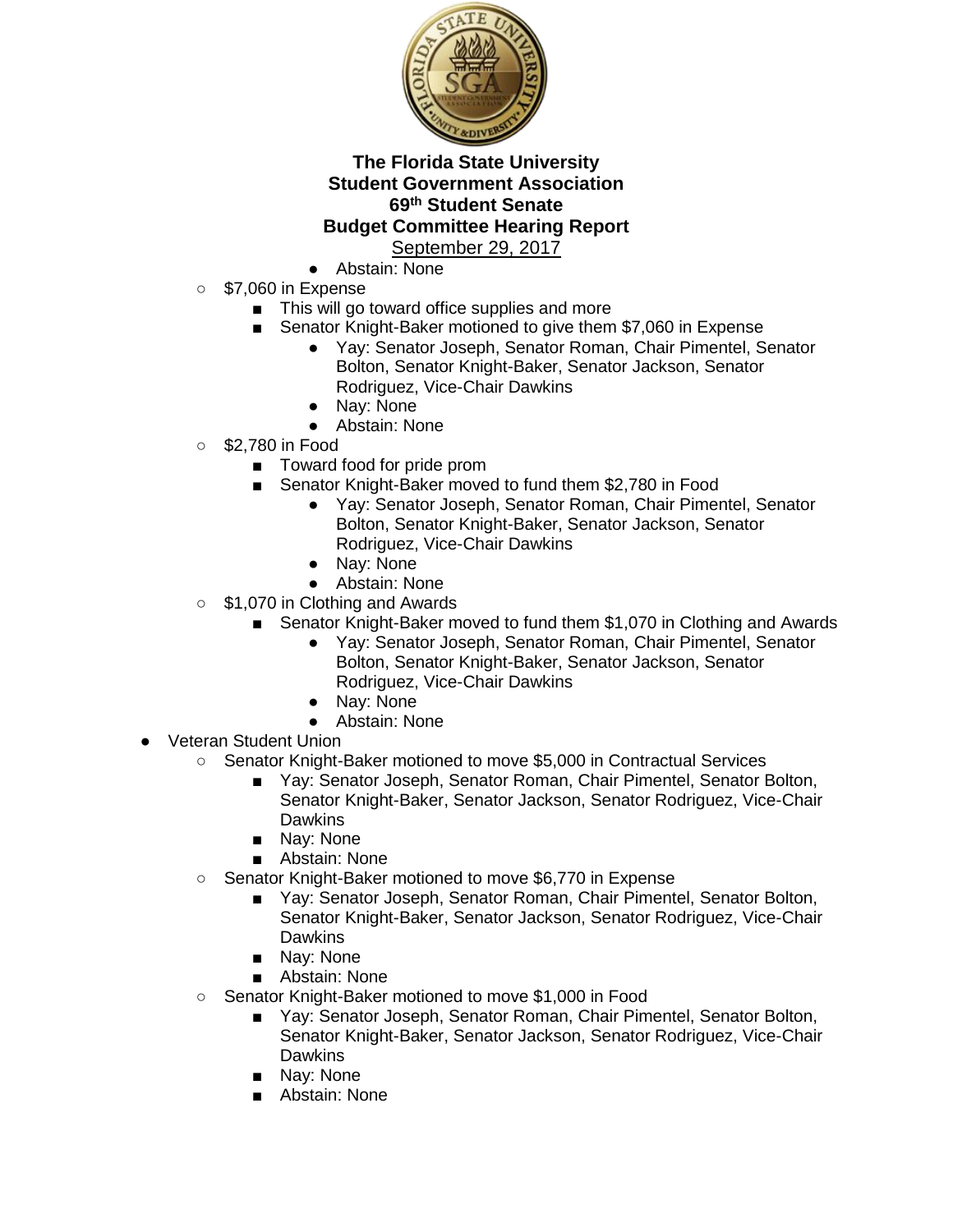**The Florida State University**
**Student Government Association**
**69th Student Senate**
**Budget Committee Hearing Report**
September 29, 2017

            - Abstain: None
    - $7,060 in Expense
        - This will go toward office supplies and more
        - Senator Knight-Baker motioned to give them $7,060 in Expense
            - Yay: Senator Joseph, Senator Roman, Chair Pimentel, Senator Bolton, Senator Knight-Baker, Senator Jackson, Senator Rodriguez, Vice-Chair Dawkins
            - Nay: None
            - Abstain: None
    - $2,780 in Food
        - Toward food for pride prom
        - Senator Knight-Baker moved to fund them $2,780 in Food
            - Yay: Senator Joseph, Senator Roman, Chair Pimentel, Senator Bolton, Senator Knight-Baker, Senator Jackson, Senator Rodriguez, Vice-Chair Dawkins
            - Nay: None
            - Abstain: None
    - $1,070 in Clothing and Awards
        - Senator Knight-Baker moved to fund them $1,070 in Clothing and Awards
            - Yay: Senator Joseph, Senator Roman, Chair Pimentel, Senator Bolton, Senator Knight-Baker, Senator Jackson, Senator Rodriguez, Vice-Chair Dawkins
            - Nay: None
            - Abstain: None
- Veteran Student Union
    - Senator Knight-Baker motioned to move $5,000 in Contractual Services
        - Yay: Senator Joseph, Senator Roman, Chair Pimentel, Senator Bolton, Senator Knight-Baker, Senator Jackson, Senator Rodriguez, Vice-Chair Dawkins
        - Nay: None
        - Abstain: None
    - Senator Knight-Baker motioned to move $6,770 in Expense
        - Yay: Senator Joseph, Senator Roman, Chair Pimentel, Senator Bolton, Senator Knight-Baker, Senator Jackson, Senator Rodriguez, Vice-Chair Dawkins
        - Nay: None
        - Abstain: None
    - Senator Knight-Baker motioned to move $1,000 in Food
        - Yay: Senator Joseph, Senator Roman, Chair Pimentel, Senator Bolton, Senator Knight-Baker, Senator Jackson, Senator Rodriguez, Vice-Chair Dawkins
        - Nay: None
        - Abstain: None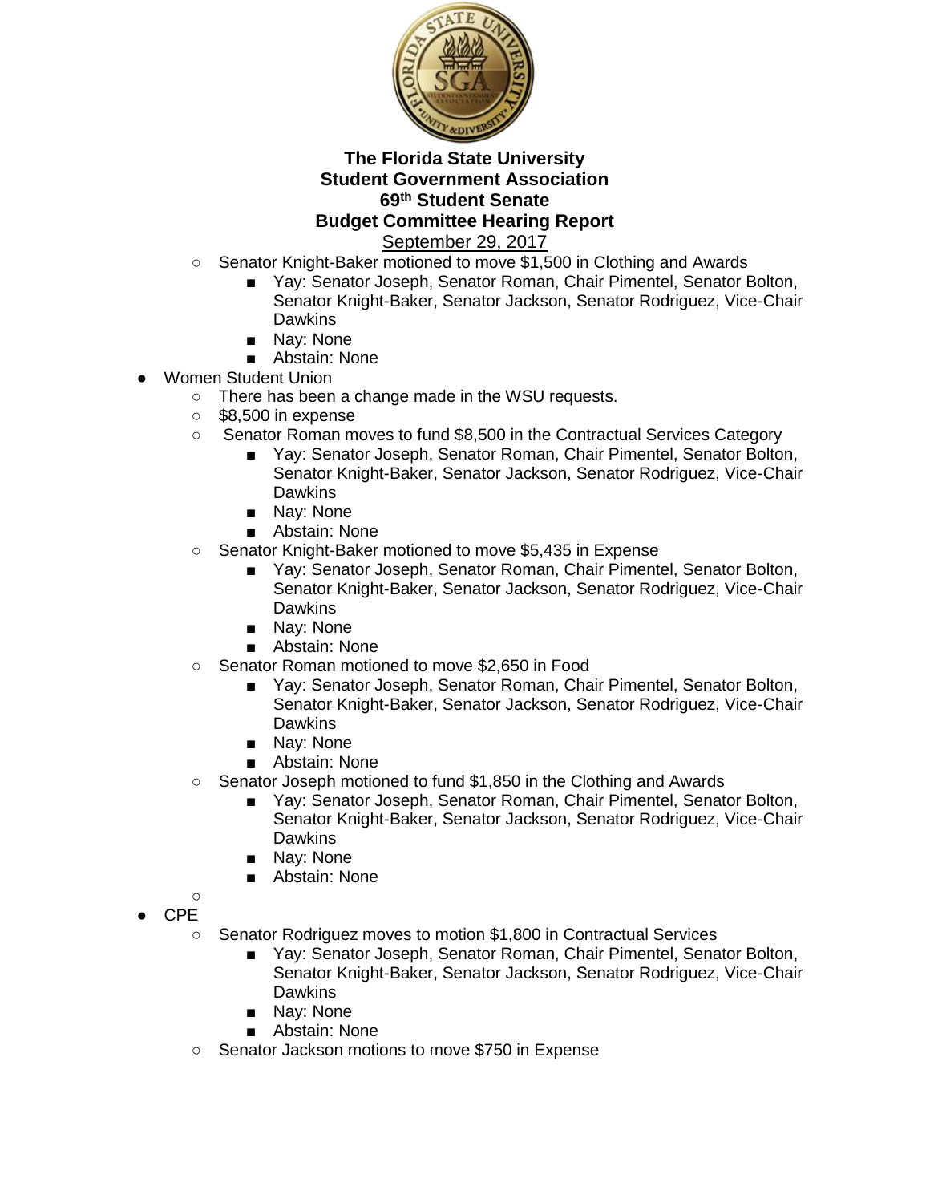**The Florida State University**
**Student Government Association**
**69th Student Senate**
**Budget Committee Hearing Report**
September 29, 2017

- Senator Knight-Baker motioned to move $1,500 in Clothing and Awards
  - Yay: Senator Joseph, Senator Roman, Chair Pimentel, Senator Bolton, Senator Knight-Baker, Senator Jackson, Senator Rodriguez, Vice-Chair Dawkins
  - Nay: None
  - Abstain: None

- Women Student Union
  - There has been a change made in the WSU requests.
  - $8,500 in expense
  - Senator Roman moves to fund $8,500 in the Contractual Services Category
    - Yay: Senator Joseph, Senator Roman, Chair Pimentel, Senator Bolton, Senator Knight-Baker, Senator Jackson, Senator Rodriguez, Vice-Chair Dawkins
    - Nay: None
    - Abstain: None
  - Senator Knight-Baker motioned to move $5,435 in Expense
    - Yay: Senator Joseph, Senator Roman, Chair Pimentel, Senator Bolton, Senator Knight-Baker, Senator Jackson, Senator Rodriguez, Vice-Chair Dawkins
    - Nay: None
    - Abstain: None
  - Senator Roman motioned to move $2,650 in Food
    - Yay: Senator Joseph, Senator Roman, Chair Pimentel, Senator Bolton, Senator Knight-Baker, Senator Jackson, Senator Rodriguez, Vice-Chair Dawkins
    - Nay: None
    - Abstain: None
  - Senator Joseph motioned to fund $1,850 in the Clothing and Awards
    - Yay: Senator Joseph, Senator Roman, Chair Pimentel, Senator Bolton, Senator Knight-Baker, Senator Jackson, Senator Rodriguez, Vice-Chair Dawkins
    - Nay: None
    - Abstain: None

- CPE
  - Senator Rodriguez moves to motion $1,800 in Contractual Services
    - Yay: Senator Joseph, Senator Roman, Chair Pimentel, Senator Bolton, Senator Knight-Baker, Senator Jackson, Senator Rodriguez, Vice-Chair Dawkins
    - Nay: None
    - Abstain: None
  - Senator Jackson motions to move $750 in Expense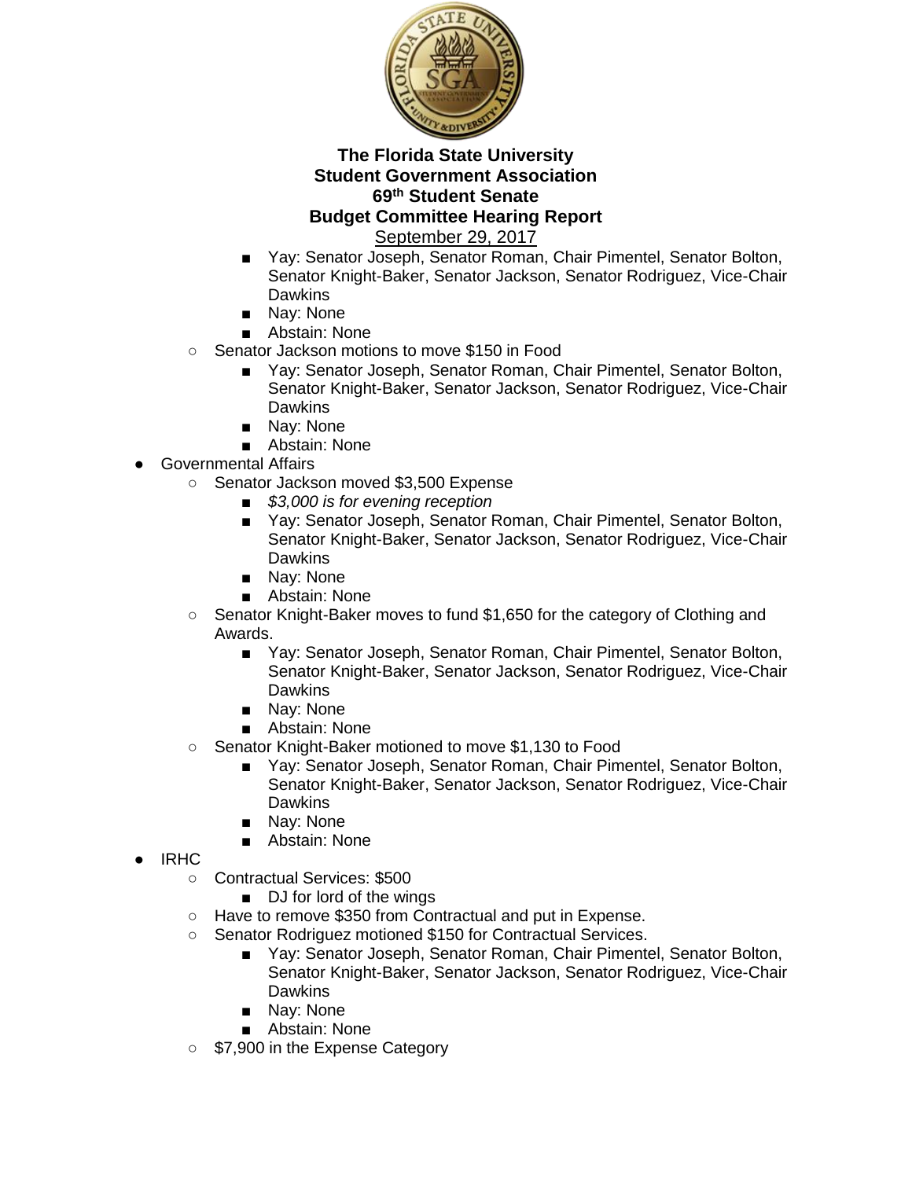- Yay: Senator Joseph, Senator Roman, Chair Pimentel, Senator Bolton, Senator Knight-Baker, Senator Jackson, Senator Rodriguez, Vice-Chair Dawkins
- Nay: None
- Abstain: None

  - Senator Jackson motions to move $150 in Food
    - Yay: Senator Joseph, Senator Roman, Chair Pimentel, Senator Bolton, Senator Knight-Baker, Senator Jackson, Senator Rodriguez, Vice-Chair Dawkins
    - Nay: None
    - Abstain: None
- Governmental Affairs
  - Senator Jackson moved $3,500 Expense
    - *$3,000 is for evening reception*
    - Yay: Senator Joseph, Senator Roman, Chair Pimentel, Senator Bolton, Senator Knight-Baker, Senator Jackson, Senator Rodriguez, Vice-Chair Dawkins
    - Nay: None
    - Abstain: None
  - Senator Knight-Baker moves to fund $1,650 for the category of Clothing and Awards.
    - Yay: Senator Joseph, Senator Roman, Chair Pimentel, Senator Bolton, Senator Knight-Baker, Senator Jackson, Senator Rodriguez, Vice-Chair Dawkins
    - Nay: None
    - Abstain: None
  - Senator Knight-Baker motioned to move $1,130 to Food
    - Yay: Senator Joseph, Senator Roman, Chair Pimentel, Senator Bolton, Senator Knight-Baker, Senator Jackson, Senator Rodriguez, Vice-Chair Dawkins
    - Nay: None
    - Abstain: None
- IRHC
  - Contractual Services: $500
    - DJ for lord of the wings
  - Have to remove $350 from Contractual and put in Expense.
  - Senator Rodriguez motioned $150 for Contractual Services.
    - Yay: Senator Joseph, Senator Roman, Chair Pimentel, Senator Bolton, Senator Knight-Baker, Senator Jackson, Senator Rodriguez, Vice-Chair Dawkins
    - Nay: None
    - Abstain: None
  - $7,900 in the Expense Category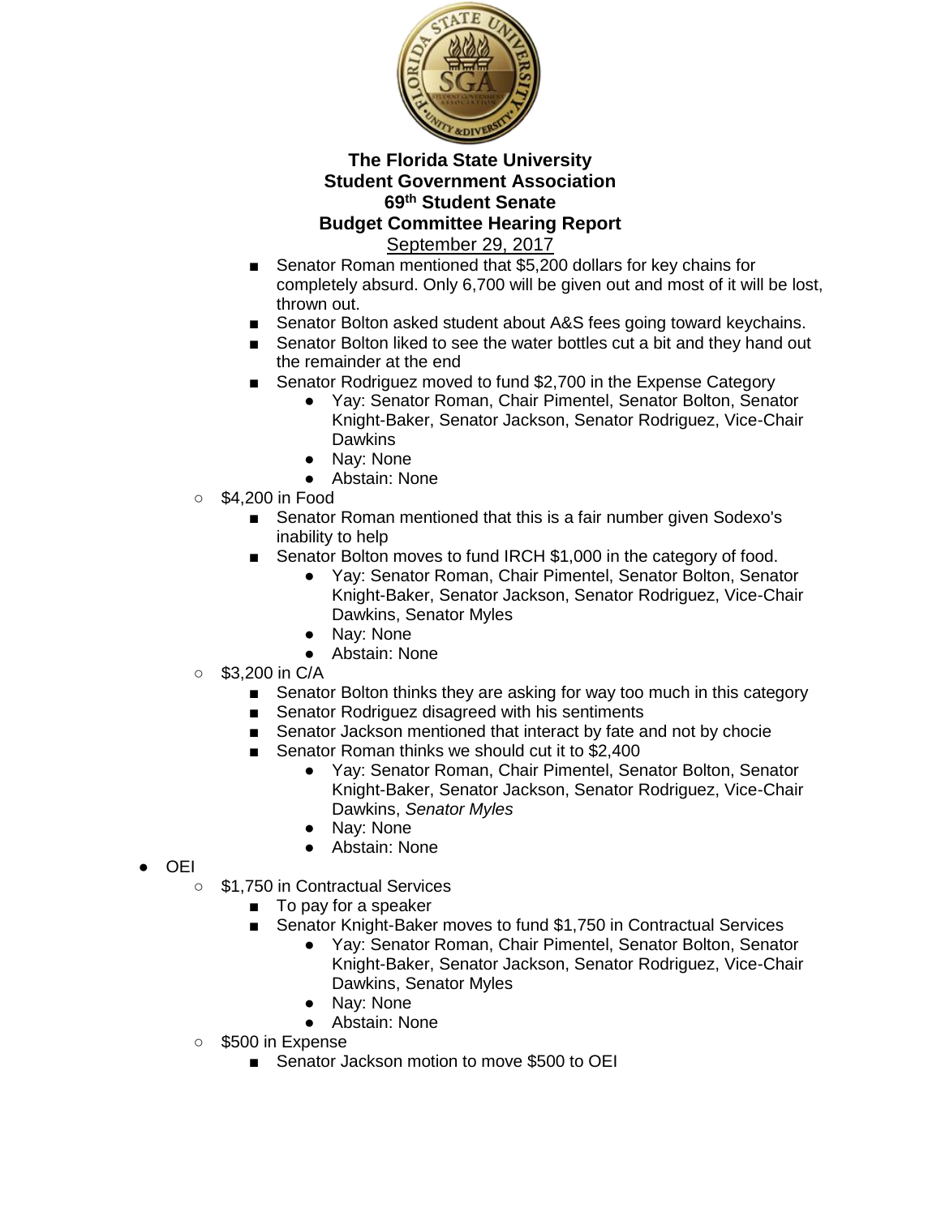**The Florida State University**
**Student Government Association**
**69th Student Senate**
**Budget Committee Hearing Report**
September 29, 2017

        - Senator Roman mentioned that $5,200 dollars for key chains for completely absurd. Only 6,700 will be given out and most of it will be lost, thrown out.
        - Senator Bolton asked student about A&S fees going toward keychains.
        - Senator Bolton liked to see the water bottles cut a bit and they hand out the remainder at the end
        - Senator Rodriguez moved to fund $2,700 in the Expense Category
            - Yay: Senator Roman, Chair Pimentel, Senator Bolton, Senator Knight-Baker, Senator Jackson, Senator Rodriguez, Vice-Chair Dawkins
            - Nay: None
            - Abstain: None
    - $4,200 in Food
        - Senator Roman mentioned that this is a fair number given Sodexo's inability to help
        - Senator Bolton moves to fund IRCH $1,000 in the category of food.
            - Yay: Senator Roman, Chair Pimentel, Senator Bolton, Senator Knight-Baker, Senator Jackson, Senator Rodriguez, Vice-Chair Dawkins, Senator Myles
            - Nay: None
            - Abstain: None
    - $3,200 in C/A
        - Senator Bolton thinks they are asking for way too much in this category
        - Senator Rodriguez disagreed with his sentiments
        - Senator Jackson mentioned that interact by fate and not by chocie
        - Senator Roman thinks we should cut it to $2,400
            - Yay: Senator Roman, Chair Pimentel, Senator Bolton, Senator Knight-Baker, Senator Jackson, Senator Rodriguez, Vice-Chair Dawkins, *Senator Myles*
            - Nay: None
            - Abstain: None
- OEI
    - $1,750 in Contractual Services
        - To pay for a speaker
        - Senator Knight-Baker moves to fund $1,750 in Contractual Services
            - Yay: Senator Roman, Chair Pimentel, Senator Bolton, Senator Knight-Baker, Senator Jackson, Senator Rodriguez, Vice-Chair Dawkins, Senator Myles
            - Nay: None
            - Abstain: None
    - $500 in Expense
        - Senator Jackson motion to move $500 to OEI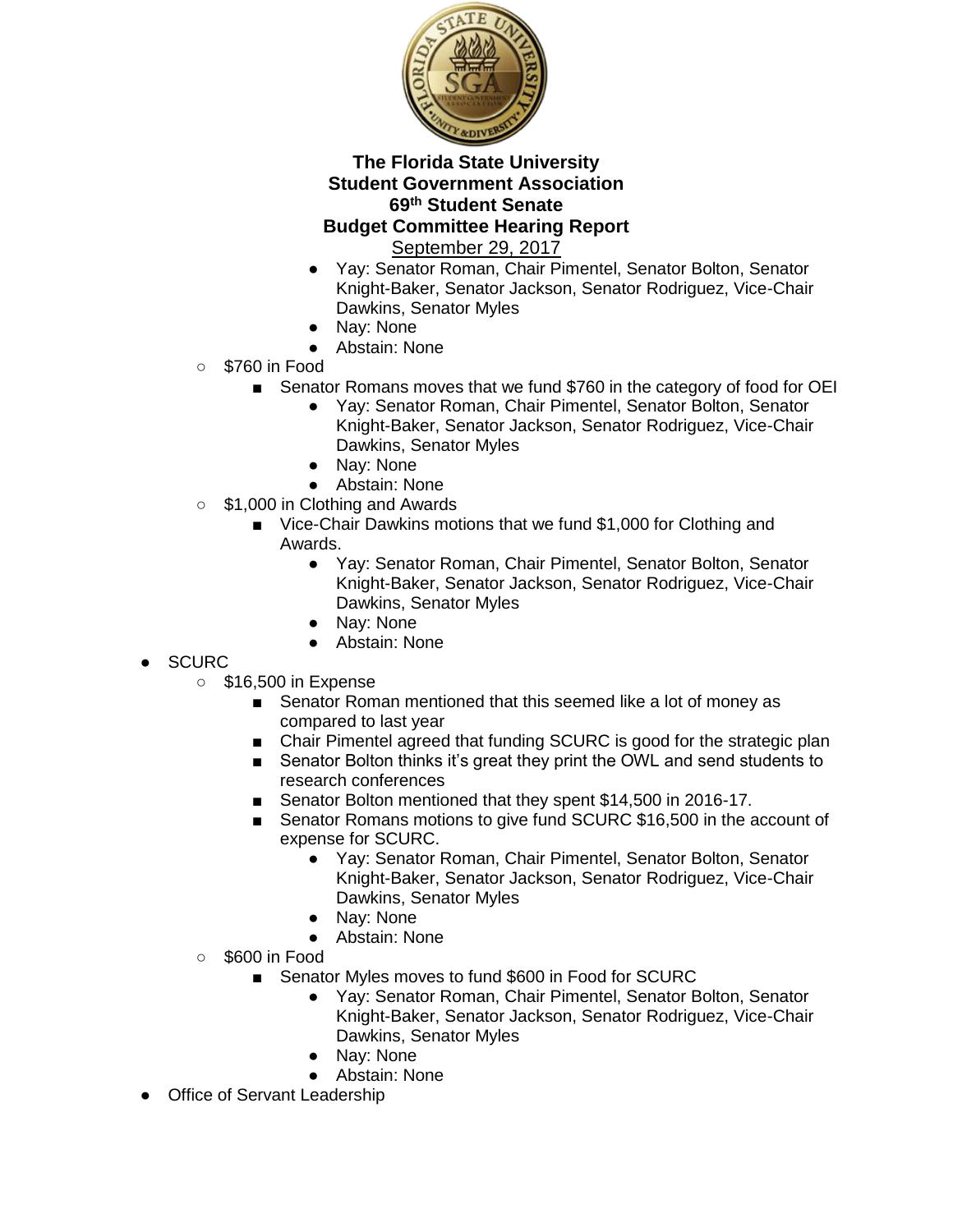**The Florida State University**
**Student Government Association**
**69th Student Senate**
**Budget Committee Hearing Report**
September 29, 2017

            - Yay: Senator Roman, Chair Pimentel, Senator Bolton, Senator Knight-Baker, Senator Jackson, Senator Rodriguez, Vice-Chair Dawkins, Senator Myles
            - Nay: None
            - Abstain: None
    - $760 in Food
        - Senator Romans moves that we fund $760 in the category of food for OEI
            - Yay: Senator Roman, Chair Pimentel, Senator Bolton, Senator Knight-Baker, Senator Jackson, Senator Rodriguez, Vice-Chair Dawkins, Senator Myles
            - Nay: None
            - Abstain: None
    - $1,000 in Clothing and Awards
        - Vice-Chair Dawkins motions that we fund $1,000 for Clothing and Awards.
            - Yay: Senator Roman, Chair Pimentel, Senator Bolton, Senator Knight-Baker, Senator Jackson, Senator Rodriguez, Vice-Chair Dawkins, Senator Myles
            - Nay: None
            - Abstain: None
- SCURC
    - $16,500 in Expense
        - Senator Roman mentioned that this seemed like a lot of money as compared to last year
        - Chair Pimentel agreed that funding SCURC is good for the strategic plan
        - Senator Bolton thinks it's great they print the OWL and send students to research conferences
        - Senator Bolton mentioned that they spent $14,500 in 2016-17.
        - Senator Romans motions to give fund SCURC $16,500 in the account of expense for SCURC.
            - Yay: Senator Roman, Chair Pimentel, Senator Bolton, Senator Knight-Baker, Senator Jackson, Senator Rodriguez, Vice-Chair Dawkins, Senator Myles
            - Nay: None
            - Abstain: None
    - $600 in Food
        - Senator Myles moves to fund $600 in Food for SCURC
            - Yay: Senator Roman, Chair Pimentel, Senator Bolton, Senator Knight-Baker, Senator Jackson, Senator Rodriguez, Vice-Chair Dawkins, Senator Myles
            - Nay: None
            - Abstain: None
- Office of Servant Leadership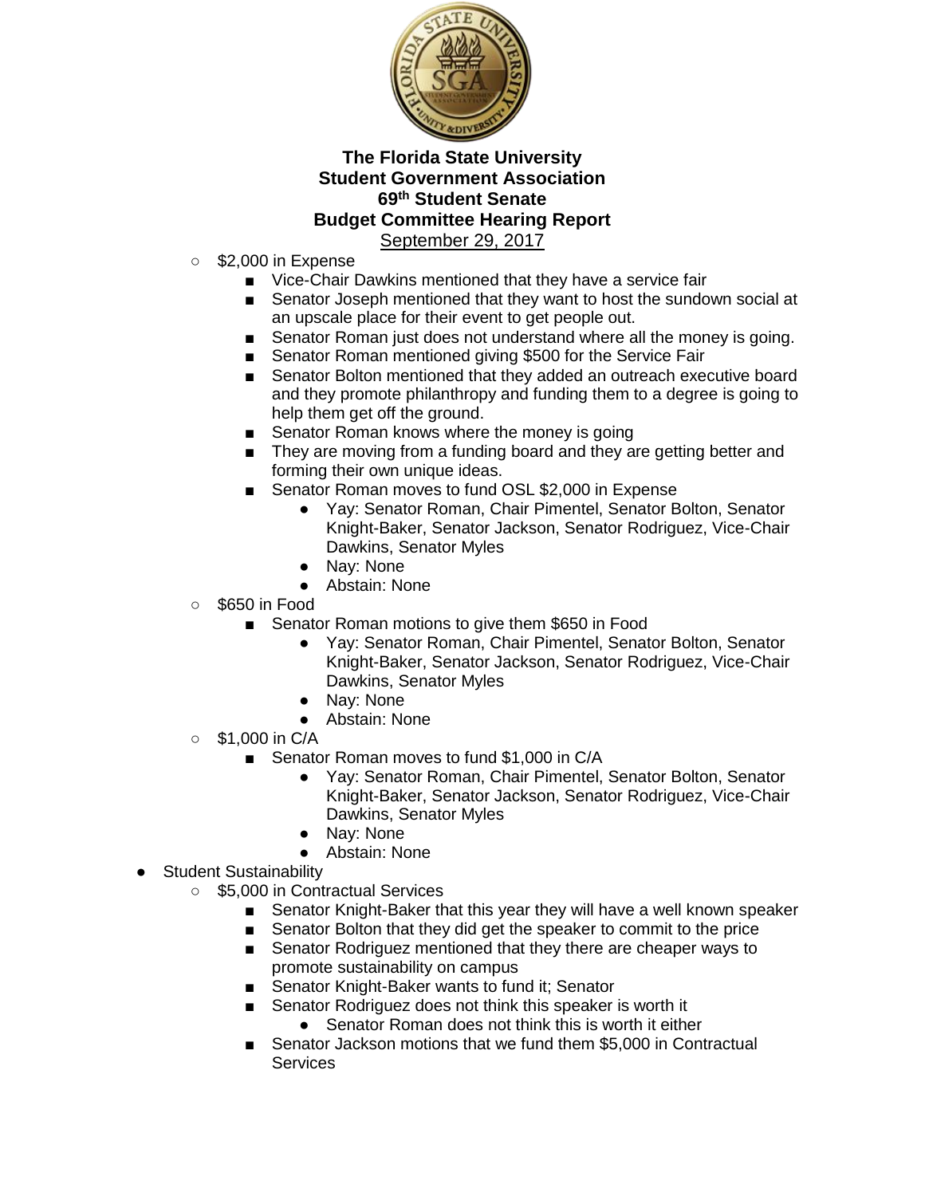**The Florida State University**
**Student Government Association**
**69th Student Senate**
**Budget Committee Hearing Report**
September 29, 2017

- $2,000 in Expense
  - Vice-Chair Dawkins mentioned that they have a service fair
  - Senator Joseph mentioned that they want to host the sundown social at an upscale place for their event to get people out.
  - Senator Roman just does not understand where all the money is going.
  - Senator Roman mentioned giving $500 for the Service Fair
  - Senator Bolton mentioned that they added an outreach executive board and they promote philanthropy and funding them to a degree is going to help them get off the ground.
  - Senator Roman knows where the money is going
  - They are moving from a funding board and they are getting better and forming their own unique ideas.
  - Senator Roman moves to fund OSL $2,000 in Expense
    - Yay: Senator Roman, Chair Pimentel, Senator Bolton, Senator Knight-Baker, Senator Jackson, Senator Rodriguez, Vice-Chair Dawkins, Senator Myles
    - Nay: None
    - Abstain: None
- $650 in Food
  - Senator Roman motions to give them $650 in Food
    - Yay: Senator Roman, Chair Pimentel, Senator Bolton, Senator Knight-Baker, Senator Jackson, Senator Rodriguez, Vice-Chair Dawkins, Senator Myles
    - Nay: None
    - Abstain: None
- $1,000 in C/A
  - Senator Roman moves to fund $1,000 in C/A
    - Yay: Senator Roman, Chair Pimentel, Senator Bolton, Senator Knight-Baker, Senator Jackson, Senator Rodriguez, Vice-Chair Dawkins, Senator Myles
    - Nay: None
    - Abstain: None

- Student Sustainability
  - $5,000 in Contractual Services
    - Senator Knight-Baker that this year they will have a well known speaker
    - Senator Bolton that they did get the speaker to commit to the price
    - Senator Rodriguez mentioned that they there are cheaper ways to promote sustainability on campus
    - Senator Knight-Baker wants to fund it; Senator
    - Senator Rodriguez does not think this speaker is worth it
      - Senator Roman does not think this is worth it either
    - Senator Jackson motions that we fund them $5,000 in Contractual Services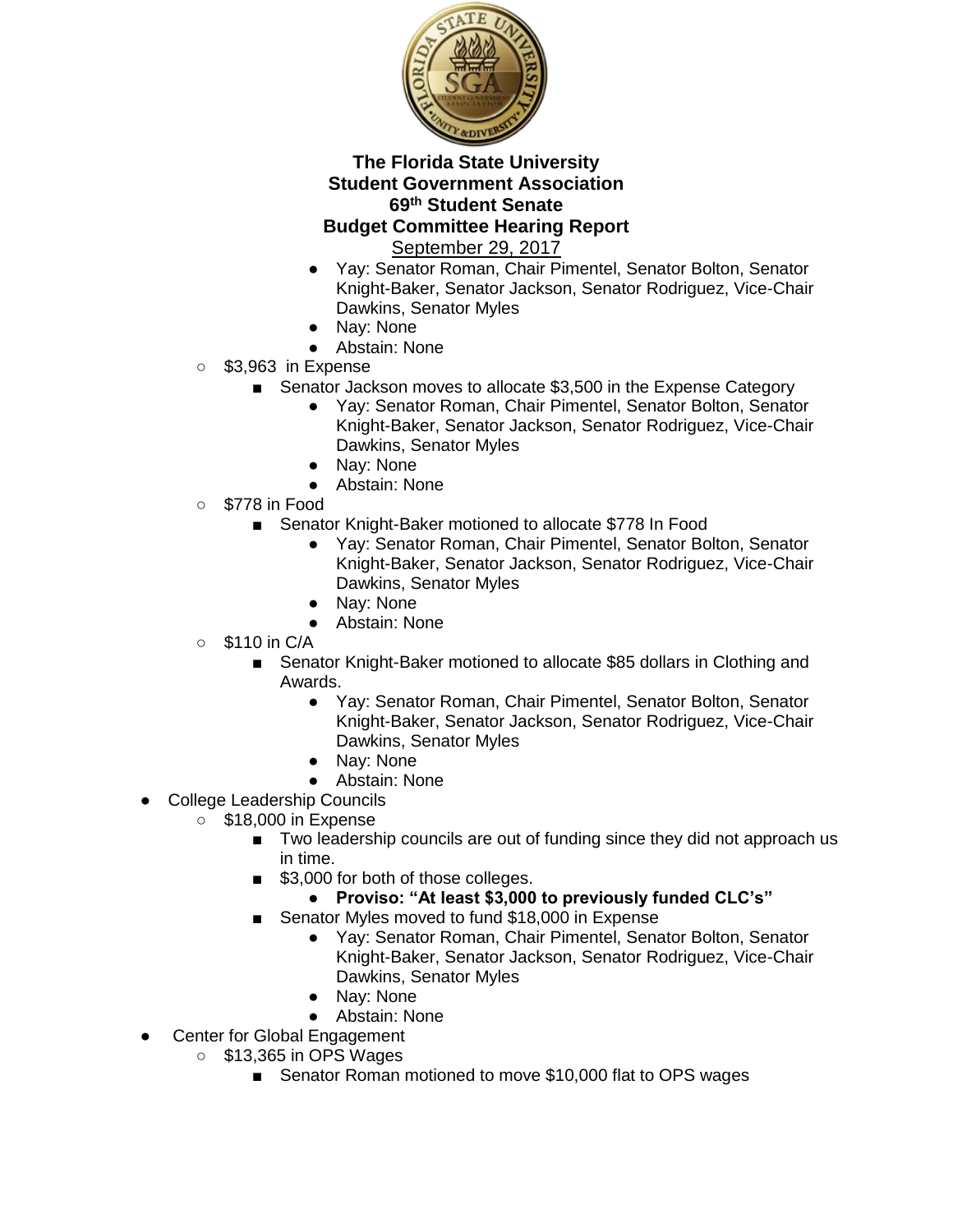**The Florida State University**
**Student Government Association**
**69th Student Senate**
**Budget Committee Hearing Report**
September 29, 2017

        - Yay: Senator Roman, Chair Pimentel, Senator Bolton, Senator Knight-Baker, Senator Jackson, Senator Rodriguez, Vice-Chair Dawkins, Senator Myles
        - Nay: None
        - Abstain: None
    - $3,963 in Expense
        - Senator Jackson moves to allocate $3,500 in the Expense Category
            - Yay: Senator Roman, Chair Pimentel, Senator Bolton, Senator Knight-Baker, Senator Jackson, Senator Rodriguez, Vice-Chair Dawkins, Senator Myles
            - Nay: None
            - Abstain: None
    - $778 in Food
        - Senator Knight-Baker motioned to allocate $778 In Food
            - Yay: Senator Roman, Chair Pimentel, Senator Bolton, Senator Knight-Baker, Senator Jackson, Senator Rodriguez, Vice-Chair Dawkins, Senator Myles
            - Nay: None
            - Abstain: None
    - $110 in C/A
        - Senator Knight-Baker motioned to allocate $85 dollars in Clothing and Awards.
            - Yay: Senator Roman, Chair Pimentel, Senator Bolton, Senator Knight-Baker, Senator Jackson, Senator Rodriguez, Vice-Chair Dawkins, Senator Myles
            - Nay: None
            - Abstain: None
- College Leadership Councils
    - $18,000 in Expense
        - Two leadership councils are out of funding since they did not approach us in time.
        - $3,000 for both of those colleges.
            - **Proviso: "At least $3,000 to previously funded CLC's"**
        - Senator Myles moved to fund $18,000 in Expense
            - Yay: Senator Roman, Chair Pimentel, Senator Bolton, Senator Knight-Baker, Senator Jackson, Senator Rodriguez, Vice-Chair Dawkins, Senator Myles
            - Nay: None
            - Abstain: None
- Center for Global Engagement
    - $13,365 in OPS Wages
        - Senator Roman motioned to move $10,000 flat to OPS wages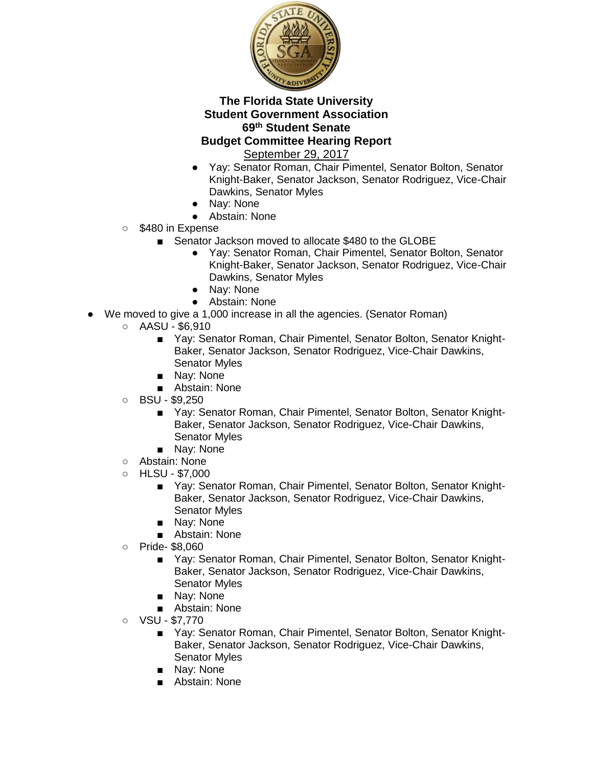**The Florida State University**
**Student Government Association**
**69th Student Senate**
**Budget Committee Hearing Report**
September 29, 2017

- Yay: Senator Roman, Chair Pimentel, Senator Bolton, Senator Knight-Baker, Senator Jackson, Senator Rodriguez, Vice-Chair Dawkins, Senator Myles
- Nay: None
- Abstain: None

  - $480 in Expense
    - Senator Jackson moved to allocate $480 to the GLOBE
      - Yay: Senator Roman, Chair Pimentel, Senator Bolton, Senator Knight-Baker, Senator Jackson, Senator Rodriguez, Vice-Chair Dawkins, Senator Myles
      - Nay: None
      - Abstain: None

- We moved to give a 1,000 increase in all the agencies. (Senator Roman)
  - AASU - $6,910
    - Yay: Senator Roman, Chair Pimentel, Senator Bolton, Senator Knight-Baker, Senator Jackson, Senator Rodriguez, Vice-Chair Dawkins, Senator Myles
    - Nay: None
    - Abstain: None
  - BSU - $9,250
    - Yay: Senator Roman, Chair Pimentel, Senator Bolton, Senator Knight-Baker, Senator Jackson, Senator Rodriguez, Vice-Chair Dawkins, Senator Myles
    - Nay: None
  - Abstain: None
  - HLSU - $7,000
    - Yay: Senator Roman, Chair Pimentel, Senator Bolton, Senator Knight-Baker, Senator Jackson, Senator Rodriguez, Vice-Chair Dawkins, Senator Myles
    - Nay: None
    - Abstain: None
  - Pride- $8,060
    - Yay: Senator Roman, Chair Pimentel, Senator Bolton, Senator Knight-Baker, Senator Jackson, Senator Rodriguez, Vice-Chair Dawkins, Senator Myles
    - Nay: None
    - Abstain: None
  - VSU - $7,770
    - Yay: Senator Roman, Chair Pimentel, Senator Bolton, Senator Knight-Baker, Senator Jackson, Senator Rodriguez, Vice-Chair Dawkins, Senator Myles
    - Nay: None
    - Abstain: None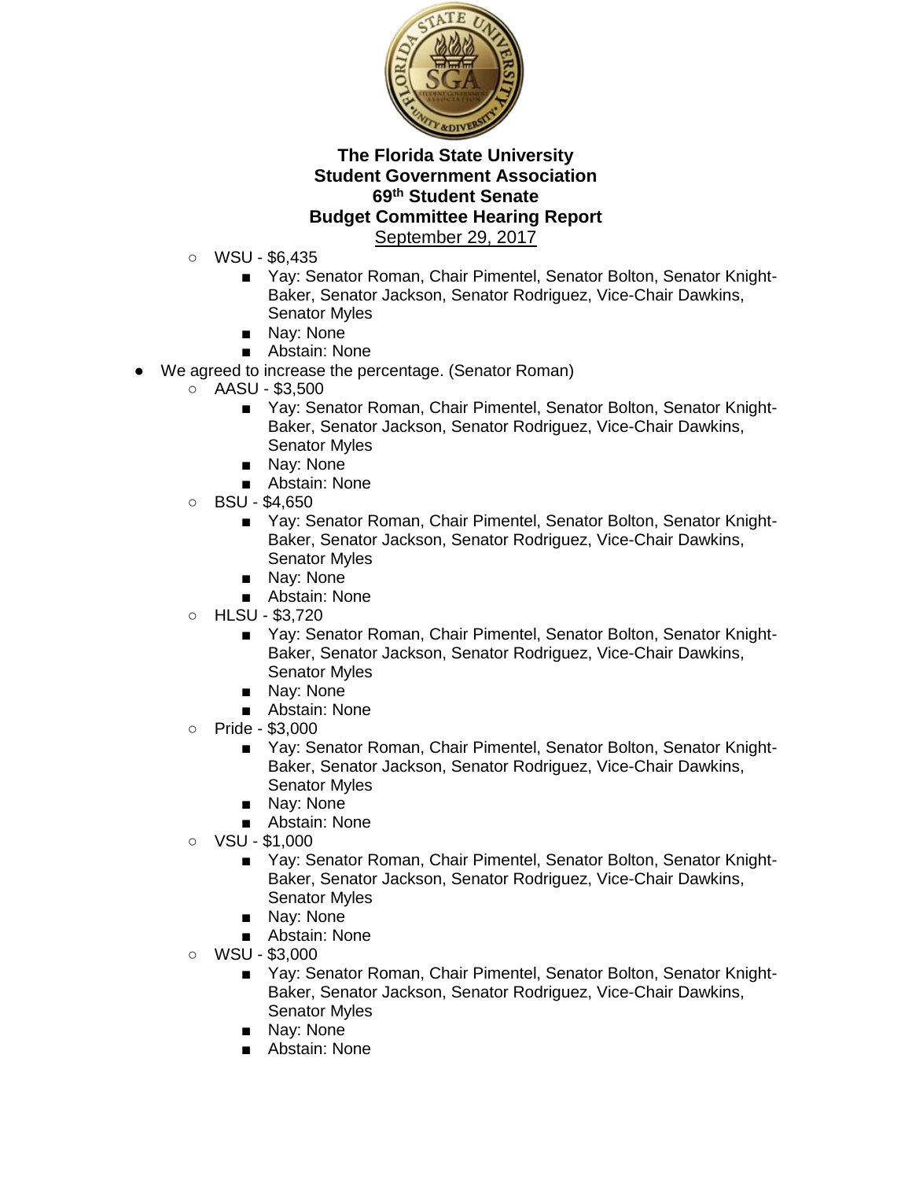**The Florida State University**
**Student Government Association**
**69th Student Senate**
**Budget Committee Hearing Report**
September 29, 2017

- WSU - $6,435
  - Yay: Senator Roman, Chair Pimentel, Senator Bolton, Senator Knight-Baker, Senator Jackson, Senator Rodriguez, Vice-Chair Dawkins, Senator Myles
  - Nay: None
  - Abstain: None

- We agreed to increase the percentage. (Senator Roman)
  - AASU - $3,500
    - Yay: Senator Roman, Chair Pimentel, Senator Bolton, Senator Knight-Baker, Senator Jackson, Senator Rodriguez, Vice-Chair Dawkins, Senator Myles
    - Nay: None
    - Abstain: None
  - BSU - $4,650
    - Yay: Senator Roman, Chair Pimentel, Senator Bolton, Senator Knight-Baker, Senator Jackson, Senator Rodriguez, Vice-Chair Dawkins, Senator Myles
    - Nay: None
    - Abstain: None
  - HLSU - $3,720
    - Yay: Senator Roman, Chair Pimentel, Senator Bolton, Senator Knight-Baker, Senator Jackson, Senator Rodriguez, Vice-Chair Dawkins, Senator Myles
    - Nay: None
    - Abstain: None
  - Pride - $3,000
    - Yay: Senator Roman, Chair Pimentel, Senator Bolton, Senator Knight-Baker, Senator Jackson, Senator Rodriguez, Vice-Chair Dawkins, Senator Myles
    - Nay: None
    - Abstain: None
  - VSU - $1,000
    - Yay: Senator Roman, Chair Pimentel, Senator Bolton, Senator Knight-Baker, Senator Jackson, Senator Rodriguez, Vice-Chair Dawkins, Senator Myles
    - Nay: None
    - Abstain: None
  - WSU - $3,000
    - Yay: Senator Roman, Chair Pimentel, Senator Bolton, Senator Knight-Baker, Senator Jackson, Senator Rodriguez, Vice-Chair Dawkins, Senator Myles
    - Nay: None
    - Abstain: None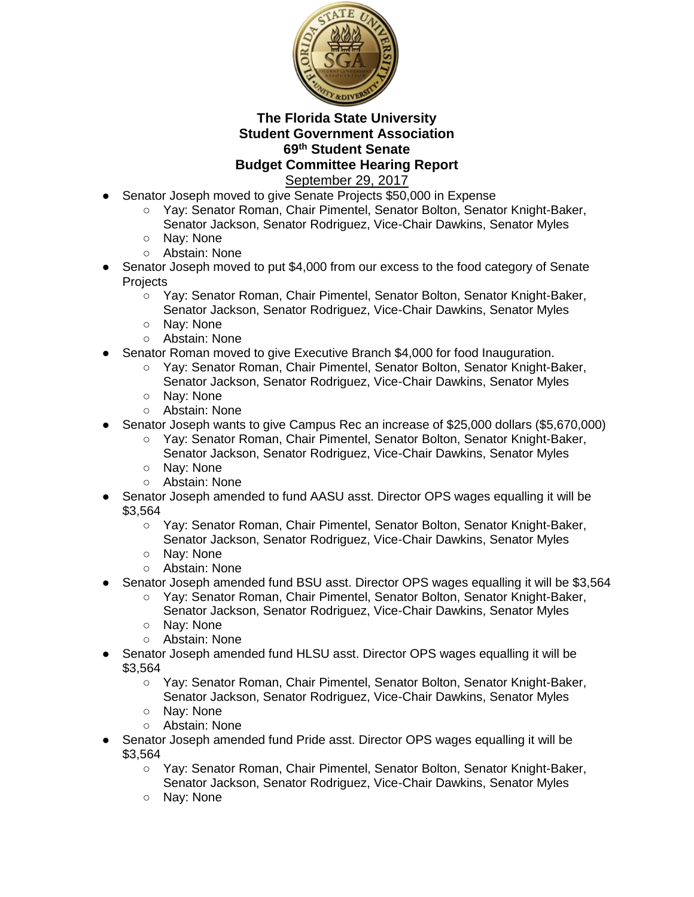**The Florida State University**
**Student Government Association**
**69th Student Senate**
**Budget Committee Hearing Report**
September 29, 2017

- Senator Joseph moved to give Senate Projects $50,000 in Expense
  - Yay: Senator Roman, Chair Pimentel, Senator Bolton, Senator Knight-Baker, Senator Jackson, Senator Rodriguez, Vice-Chair Dawkins, Senator Myles
  - Nay: None
  - Abstain: None
- Senator Joseph moved to put $4,000 from our excess to the food category of Senate Projects
  - Yay: Senator Roman, Chair Pimentel, Senator Bolton, Senator Knight-Baker, Senator Jackson, Senator Rodriguez, Vice-Chair Dawkins, Senator Myles
  - Nay: None
  - Abstain: None
- Senator Roman moved to give Executive Branch $4,000 for food Inauguration.
  - Yay: Senator Roman, Chair Pimentel, Senator Bolton, Senator Knight-Baker, Senator Jackson, Senator Rodriguez, Vice-Chair Dawkins, Senator Myles
  - Nay: None
  - Abstain: None
- Senator Joseph wants to give Campus Rec an increase of $25,000 dollars ($5,670,000)
  - Yay: Senator Roman, Chair Pimentel, Senator Bolton, Senator Knight-Baker, Senator Jackson, Senator Rodriguez, Vice-Chair Dawkins, Senator Myles
  - Nay: None
  - Abstain: None
- Senator Joseph amended to fund AASU asst. Director OPS wages equalling it will be $3,564
  - Yay: Senator Roman, Chair Pimentel, Senator Bolton, Senator Knight-Baker, Senator Jackson, Senator Rodriguez, Vice-Chair Dawkins, Senator Myles
  - Nay: None
  - Abstain: None
- Senator Joseph amended fund BSU asst. Director OPS wages equalling it will be $3,564
  - Yay: Senator Roman, Chair Pimentel, Senator Bolton, Senator Knight-Baker, Senator Jackson, Senator Rodriguez, Vice-Chair Dawkins, Senator Myles
  - Nay: None
  - Abstain: None
- Senator Joseph amended fund HLSU asst. Director OPS wages equalling it will be $3,564
  - Yay: Senator Roman, Chair Pimentel, Senator Bolton, Senator Knight-Baker, Senator Jackson, Senator Rodriguez, Vice-Chair Dawkins, Senator Myles
  - Nay: None
  - Abstain: None
- Senator Joseph amended fund Pride asst. Director OPS wages equalling it will be $3,564
  - Yay: Senator Roman, Chair Pimentel, Senator Bolton, Senator Knight-Baker, Senator Jackson, Senator Rodriguez, Vice-Chair Dawkins, Senator Myles
  - Nay: None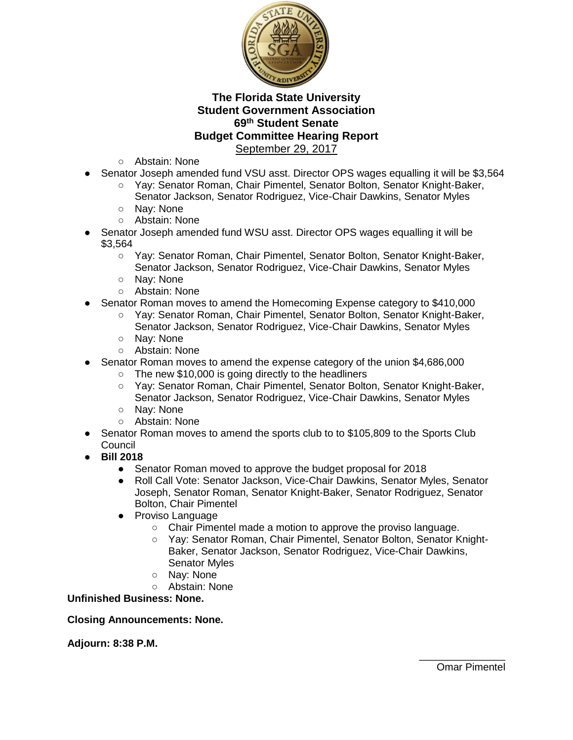**The Florida State University**
**Student Government Association**
**69th Student Senate**
**Budget Committee Hearing Report**
September 29, 2017

  - Abstain: None
- Senator Joseph amended fund VSU asst. Director OPS wages equalling it will be $3,564
  - Yay: Senator Roman, Chair Pimentel, Senator Bolton, Senator Knight-Baker, Senator Jackson, Senator Rodriguez, Vice-Chair Dawkins, Senator Myles
  - Nay: None
  - Abstain: None
- Senator Joseph amended fund WSU asst. Director OPS wages equalling it will be $3,564
  - Yay: Senator Roman, Chair Pimentel, Senator Bolton, Senator Knight-Baker, Senator Jackson, Senator Rodriguez, Vice-Chair Dawkins, Senator Myles
  - Nay: None
  - Abstain: None
- Senator Roman moves to amend the Homecoming Expense category to $410,000
  - Yay: Senator Roman, Chair Pimentel, Senator Bolton, Senator Knight-Baker, Senator Jackson, Senator Rodriguez, Vice-Chair Dawkins, Senator Myles
  - Nay: None
  - Abstain: None
- Senator Roman moves to amend the expense category of the union $4,686,000
  - The new $10,000 is going directly to the headliners
  - Yay: Senator Roman, Chair Pimentel, Senator Bolton, Senator Knight-Baker, Senator Jackson, Senator Rodriguez, Vice-Chair Dawkins, Senator Myles
  - Nay: None
  - Abstain: None
- Senator Roman moves to amend the sports club to to $105,809 to the Sports Club Council
- **Bill 2018**
  - Senator Roman moved to approve the budget proposal for 2018
  - Roll Call Vote: Senator Jackson, Vice-Chair Dawkins, Senator Myles, Senator Joseph, Senator Roman, Senator Knight-Baker, Senator Rodriguez, Senator Bolton, Chair Pimentel
  - Proviso Language
    - Chair Pimentel made a motion to approve the proviso language.
    - Yay: Senator Roman, Chair Pimentel, Senator Bolton, Senator Knight-Baker, Senator Jackson, Senator Rodriguez, Vice-Chair Dawkins, Senator Myles
    - Nay: None
    - Abstain: None

**Unfinished Business: None.**

**Closing Announcements: None.**

**Adjourn: 8:38 P.M.**

Omar Pimentel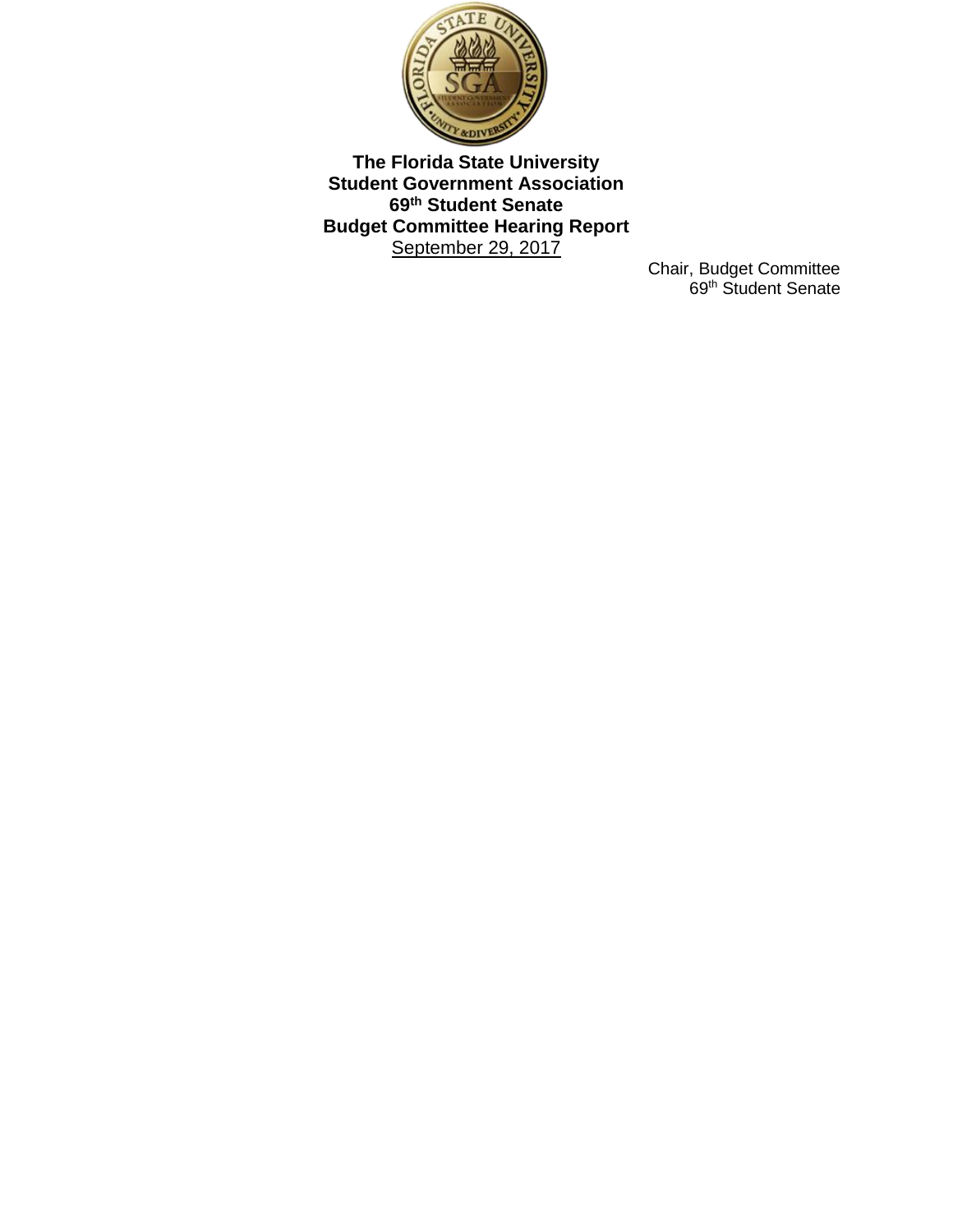**The Florida State University**
**Student Government Association**
**69th Student Senate**
**Budget Committee Hearing Report**
September 29, 2017

Chair, Budget Committee
69th Student Senate